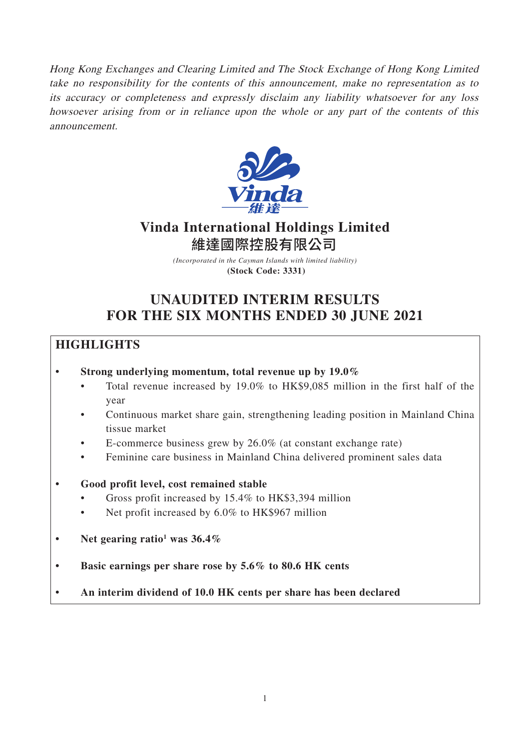*Hong Kong Exchanges and Clearing Limited and The Stock Exchange of Hong Kong Limited take no responsibility for the contents of this announcement, make no representation as to its accuracy or completeness and expressly disclaim any liability whatsoever for any loss howsoever arising from or in reliance upon the whole or any part of the contents of this announcement.*

# Vinda International Holdings Limited
# 維達國際控股有限公司

*(Incorporated in the Cayman Islands with limited liability)*
**(Stock Code: 3331)**

# UNAUDITED INTERIM RESULTS FOR THE SIX MONTHS ENDED 30 JUNE 2021

## HIGHLIGHTS

- **Strong underlying momentum, total revenue up by 19.0%**
  - Total revenue increased by 19.0% to HK$9,085 million in the first half of the year
  - Continuous market share gain, strengthening leading position in Mainland China tissue market
  - E-commerce business grew by 26.0% (at constant exchange rate)
  - Feminine care business in Mainland China delivered prominent sales data

- **Good profit level, cost remained stable**
  - Gross profit increased by 15.4% to HK$3,394 million
  - Net profit increased by 6.0% to HK$967 million

- **Net gearing ratio[1] was 36.4%**

- **Basic earnings per share rose by 5.6% to 80.6 HK cents**

- **An interim dividend of 10.0 HK cents per share has been declared**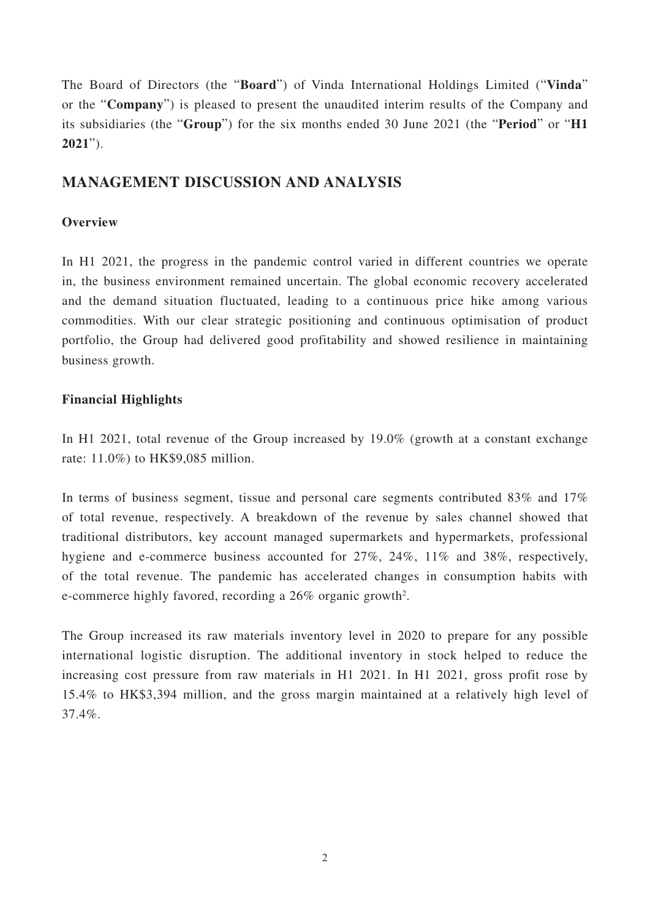The Board of Directors (the "**Board**") of Vinda International Holdings Limited ("**Vinda**" or the "**Company**") is pleased to present the unaudited interim results of the Company and its subsidiaries (the "**Group**") for the six months ended 30 June 2021 (the "**Period**" or "**H1 2021**").

## MANAGEMENT DISCUSSION AND ANALYSIS

### Overview

In H1 2021, the progress in the pandemic control varied in different countries we operate in, the business environment remained uncertain. The global economic recovery accelerated and the demand situation fluctuated, leading to a continuous price hike among various commodities. With our clear strategic positioning and continuous optimisation of product portfolio, the Group had delivered good profitability and showed resilience in maintaining business growth.

### Financial Highlights

In H1 2021, total revenue of the Group increased by 19.0% (growth at a constant exchange rate: 11.0%) to HK$9,085 million.

In terms of business segment, tissue and personal care segments contributed 83% and 17% of total revenue, respectively. A breakdown of the revenue by sales channel showed that traditional distributors, key account managed supermarkets and hypermarkets, professional hygiene and e-commerce business accounted for 27%, 24%, 11% and 38%, respectively, of the total revenue. The pandemic has accelerated changes in consumption habits with e-commerce highly favored, recording a 26% organic growth[2].

The Group increased its raw materials inventory level in 2020 to prepare for any possible international logistic disruption. The additional inventory in stock helped to reduce the increasing cost pressure from raw materials in H1 2021. In H1 2021, gross profit rose by 15.4% to HK$3,394 million, and the gross margin maintained at a relatively high level of 37.4%.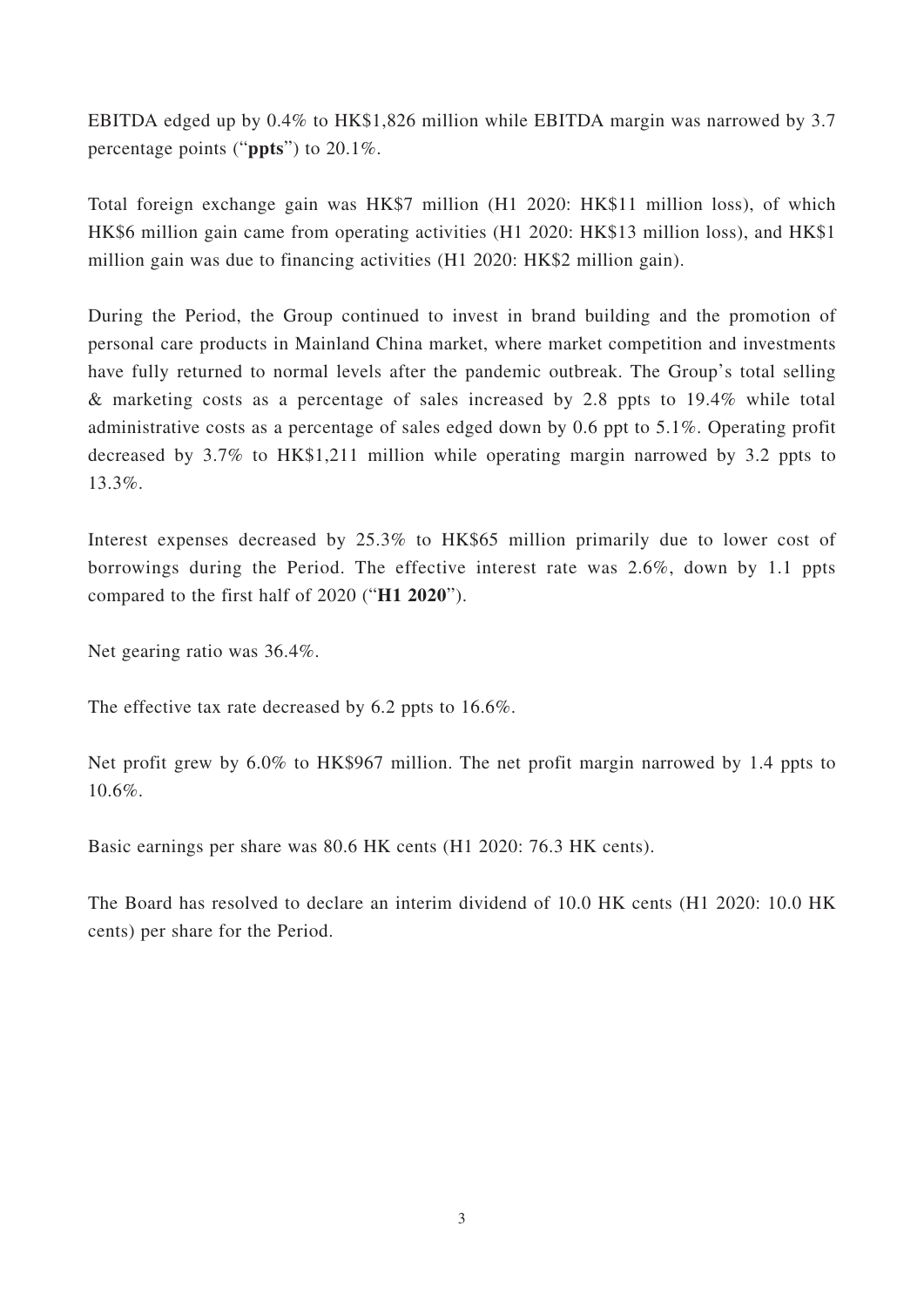EBITDA edged up by 0.4% to HK$1,826 million while EBITDA margin was narrowed by 3.7 percentage points ("**ppts**") to 20.1%.

Total foreign exchange gain was HK$7 million (H1 2020: HK$11 million loss), of which HK$6 million gain came from operating activities (H1 2020: HK$13 million loss), and HK$1 million gain was due to financing activities (H1 2020: HK$2 million gain).

During the Period, the Group continued to invest in brand building and the promotion of personal care products in Mainland China market, where market competition and investments have fully returned to normal levels after the pandemic outbreak. The Group's total selling & marketing costs as a percentage of sales increased by 2.8 ppts to 19.4% while total administrative costs as a percentage of sales edged down by 0.6 ppt to 5.1%. Operating profit decreased by 3.7% to HK$1,211 million while operating margin narrowed by 3.2 ppts to 13.3%.

Interest expenses decreased by 25.3% to HK$65 million primarily due to lower cost of borrowings during the Period. The effective interest rate was 2.6%, down by 1.1 ppts compared to the first half of 2020 ("**H1 2020**").

Net gearing ratio was 36.4%.

The effective tax rate decreased by 6.2 ppts to 16.6%.

Net profit grew by 6.0% to HK$967 million. The net profit margin narrowed by 1.4 ppts to 10.6%.

Basic earnings per share was 80.6 HK cents (H1 2020: 76.3 HK cents).

The Board has resolved to declare an interim dividend of 10.0 HK cents (H1 2020: 10.0 HK cents) per share for the Period.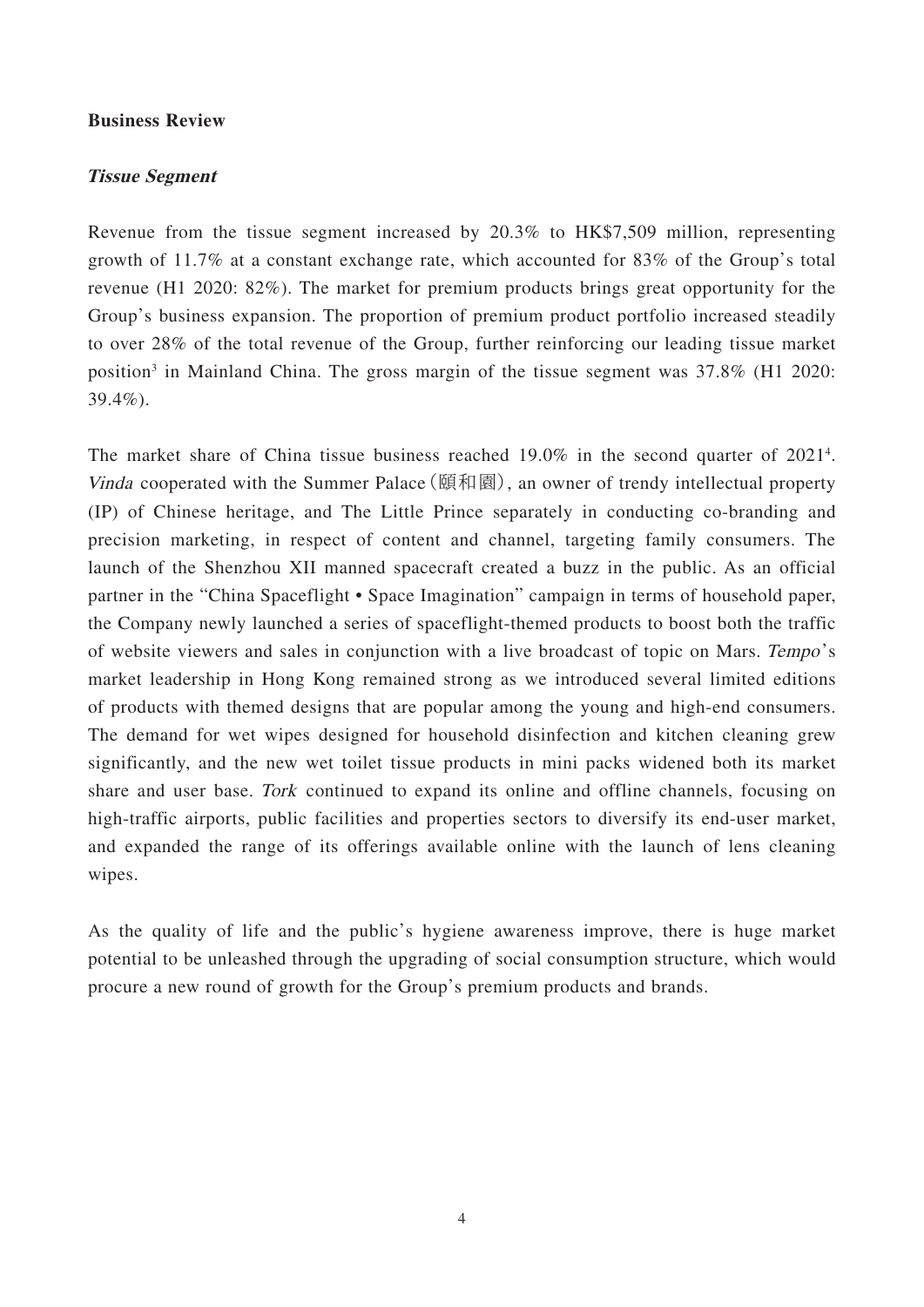**Business Review**

***Tissue Segment***

Revenue from the tissue segment increased by 20.3% to HK$7,509 million, representing growth of 11.7% at a constant exchange rate, which accounted for 83% of the Group's total revenue (H1 2020: 82%). The market for premium products brings great opportunity for the Group's business expansion. The proportion of premium product portfolio increased steadily to over 28% of the total revenue of the Group, further reinforcing our leading tissue market position[3] in Mainland China. The gross margin of the tissue segment was 37.8% (H1 2020: 39.4%).

The market share of China tissue business reached 19.0% in the second quarter of 2021[4]. *Vinda* cooperated with the Summer Palace(頤和園), an owner of trendy intellectual property (IP) of Chinese heritage, and The Little Prince separately in conducting co-branding and precision marketing, in respect of content and channel, targeting family consumers. The launch of the Shenzhou XII manned spacecraft created a buzz in the public. As an official partner in the "China Spaceflight • Space Imagination" campaign in terms of household paper, the Company newly launched a series of spaceflight-themed products to boost both the traffic of website viewers and sales in conjunction with a live broadcast of topic on Mars. *Tempo*'s market leadership in Hong Kong remained strong as we introduced several limited editions of products with themed designs that are popular among the young and high-end consumers. The demand for wet wipes designed for household disinfection and kitchen cleaning grew significantly, and the new wet toilet tissue products in mini packs widened both its market share and user base. *Tork* continued to expand its online and offline channels, focusing on high-traffic airports, public facilities and properties sectors to diversify its end-user market, and expanded the range of its offerings available online with the launch of lens cleaning wipes.

As the quality of life and the public's hygiene awareness improve, there is huge market potential to be unleashed through the upgrading of social consumption structure, which would procure a new round of growth for the Group's premium products and brands.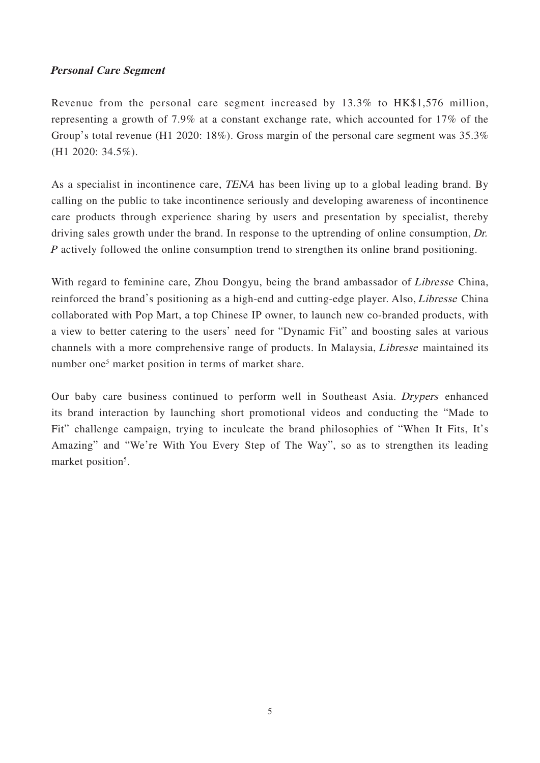***Personal Care Segment***

Revenue from the personal care segment increased by 13.3% to HK$1,576 million, representing a growth of 7.9% at a constant exchange rate, which accounted for 17% of the Group's total revenue (H1 2020: 18%). Gross margin of the personal care segment was 35.3% (H1 2020: 34.5%).

As a specialist in incontinence care, *TENA* has been living up to a global leading brand. By calling on the public to take incontinence seriously and developing awareness of incontinence care products through experience sharing by users and presentation by specialist, thereby driving sales growth under the brand. In response to the uptrending of online consumption, *Dr. P* actively followed the online consumption trend to strengthen its online brand positioning.

With regard to feminine care, Zhou Dongyu, being the brand ambassador of *Libresse* China, reinforced the brand's positioning as a high-end and cutting-edge player. Also, *Libresse* China collaborated with Pop Mart, a top Chinese IP owner, to launch new co-branded products, with a view to better catering to the users' need for "Dynamic Fit" and boosting sales at various channels with a more comprehensive range of products. In Malaysia, *Libresse* maintained its number one[5] market position in terms of market share.

Our baby care business continued to perform well in Southeast Asia. *Drypers* enhanced its brand interaction by launching short promotional videos and conducting the "Made to Fit" challenge campaign, trying to inculcate the brand philosophies of "When It Fits, It's Amazing" and "We're With You Every Step of The Way", so as to strengthen its leading market position[5].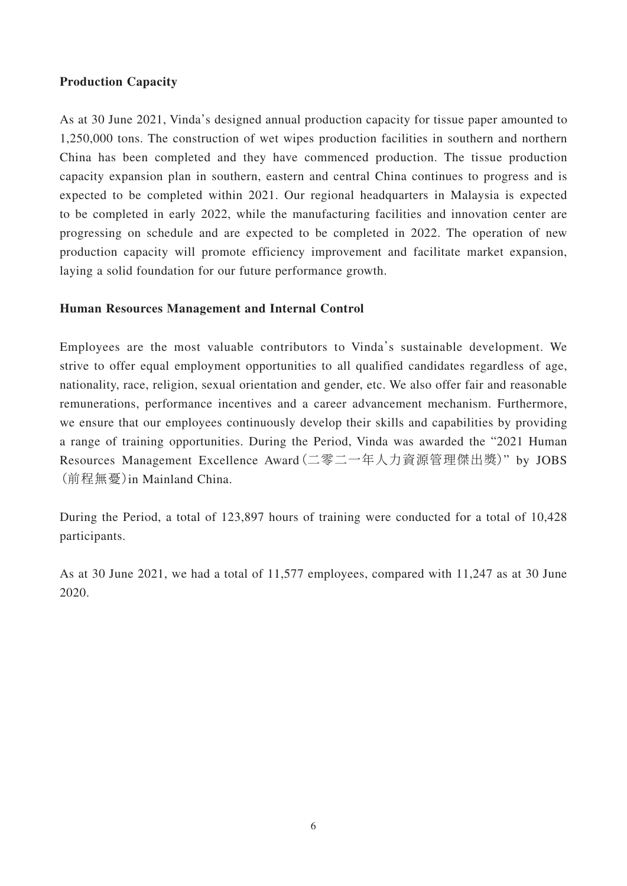**Production Capacity**

As at 30 June 2021, Vinda's designed annual production capacity for tissue paper amounted to 1,250,000 tons. The construction of wet wipes production facilities in southern and northern China has been completed and they have commenced production. The tissue production capacity expansion plan in southern, eastern and central China continues to progress and is expected to be completed within 2021. Our regional headquarters in Malaysia is expected to be completed in early 2022, while the manufacturing facilities and innovation center are progressing on schedule and are expected to be completed in 2022. The operation of new production capacity will promote efficiency improvement and facilitate market expansion, laying a solid foundation for our future performance growth.

**Human Resources Management and Internal Control**

Employees are the most valuable contributors to Vinda's sustainable development. We strive to offer equal employment opportunities to all qualified candidates regardless of age, nationality, race, religion, sexual orientation and gender, etc. We also offer fair and reasonable remunerations, performance incentives and a career advancement mechanism. Furthermore, we ensure that our employees continuously develop their skills and capabilities by providing a range of training opportunities. During the Period, Vinda was awarded the "2021 Human Resources Management Excellence Award (二零二一年人力資源管理傑出獎)" by JOBS (前程無憂) in Mainland China.

During the Period, a total of 123,897 hours of training were conducted for a total of 10,428 participants.

As at 30 June 2021, we had a total of 11,577 employees, compared with 11,247 as at 30 June 2020.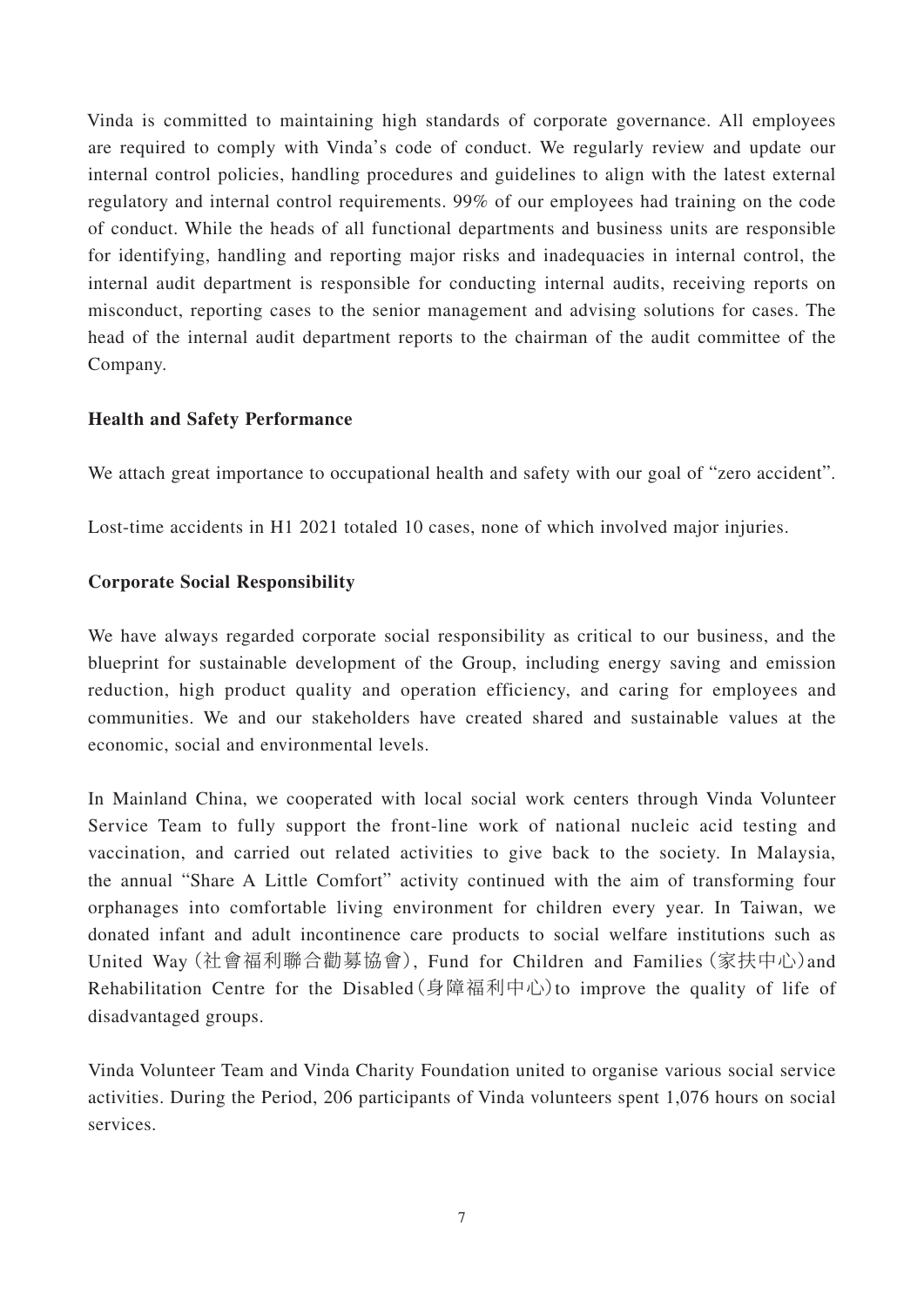Vinda is committed to maintaining high standards of corporate governance. All employees are required to comply with Vinda's code of conduct. We regularly review and update our internal control policies, handling procedures and guidelines to align with the latest external regulatory and internal control requirements. 99% of our employees had training on the code of conduct. While the heads of all functional departments and business units are responsible for identifying, handling and reporting major risks and inadequacies in internal control, the internal audit department is responsible for conducting internal audits, receiving reports on misconduct, reporting cases to the senior management and advising solutions for cases. The head of the internal audit department reports to the chairman of the audit committee of the Company.

**Health and Safety Performance**

We attach great importance to occupational health and safety with our goal of "zero accident".

Lost-time accidents in H1 2021 totaled 10 cases, none of which involved major injuries.

**Corporate Social Responsibility**

We have always regarded corporate social responsibility as critical to our business, and the blueprint for sustainable development of the Group, including energy saving and emission reduction, high product quality and operation efficiency, and caring for employees and communities. We and our stakeholders have created shared and sustainable values at the economic, social and environmental levels.

In Mainland China, we cooperated with local social work centers through Vinda Volunteer Service Team to fully support the front-line work of national nucleic acid testing and vaccination, and carried out related activities to give back to the society. In Malaysia, the annual "Share A Little Comfort" activity continued with the aim of transforming four orphanages into comfortable living environment for children every year. In Taiwan, we donated infant and adult incontinence care products to social welfare institutions such as United Way (社會福利聯合勸募協會), Fund for Children and Families (家扶中心) and Rehabilitation Centre for the Disabled (身障福利中心) to improve the quality of life of disadvantaged groups.

Vinda Volunteer Team and Vinda Charity Foundation united to organise various social service activities. During the Period, 206 participants of Vinda volunteers spent 1,076 hours on social services.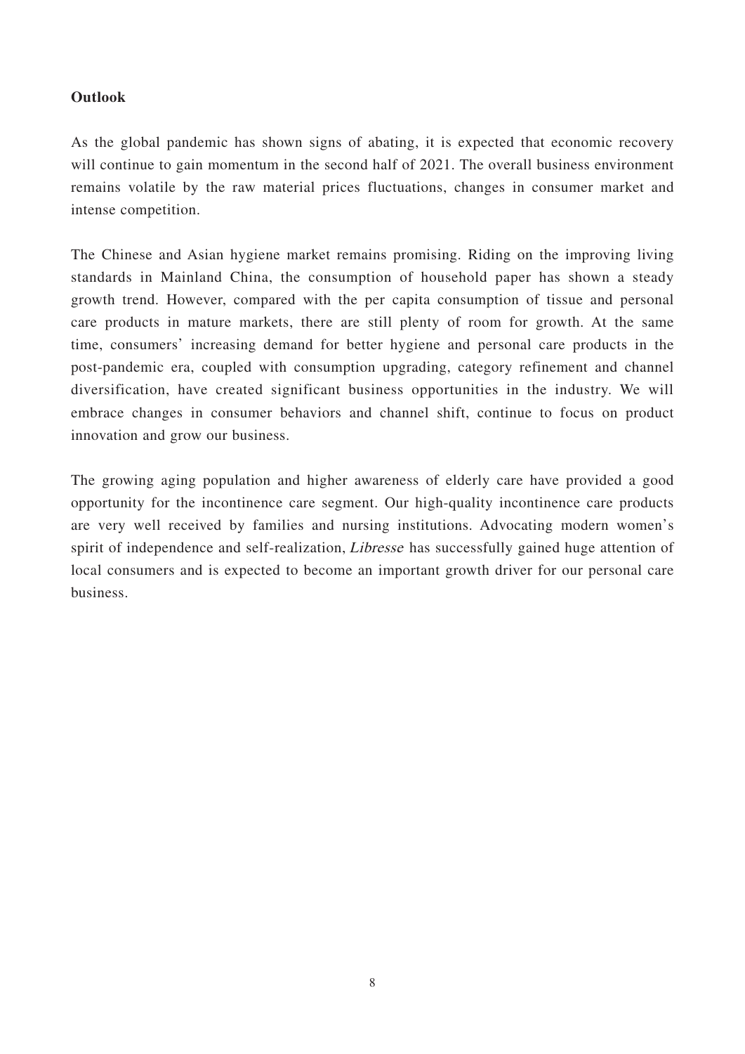**Outlook**

As the global pandemic has shown signs of abating, it is expected that economic recovery will continue to gain momentum in the second half of 2021. The overall business environment remains volatile by the raw material prices fluctuations, changes in consumer market and intense competition.

The Chinese and Asian hygiene market remains promising. Riding on the improving living standards in Mainland China, the consumption of household paper has shown a steady growth trend. However, compared with the per capita consumption of tissue and personal care products in mature markets, there are still plenty of room for growth. At the same time, consumers' increasing demand for better hygiene and personal care products in the post-pandemic era, coupled with consumption upgrading, category refinement and channel diversification, have created significant business opportunities in the industry. We will embrace changes in consumer behaviors and channel shift, continue to focus on product innovation and grow our business.

The growing aging population and higher awareness of elderly care have provided a good opportunity for the incontinence care segment. Our high-quality incontinence care products are very well received by families and nursing institutions. Advocating modern women's spirit of independence and self-realization, *Libresse* has successfully gained huge attention of local consumers and is expected to become an important growth driver for our personal care business.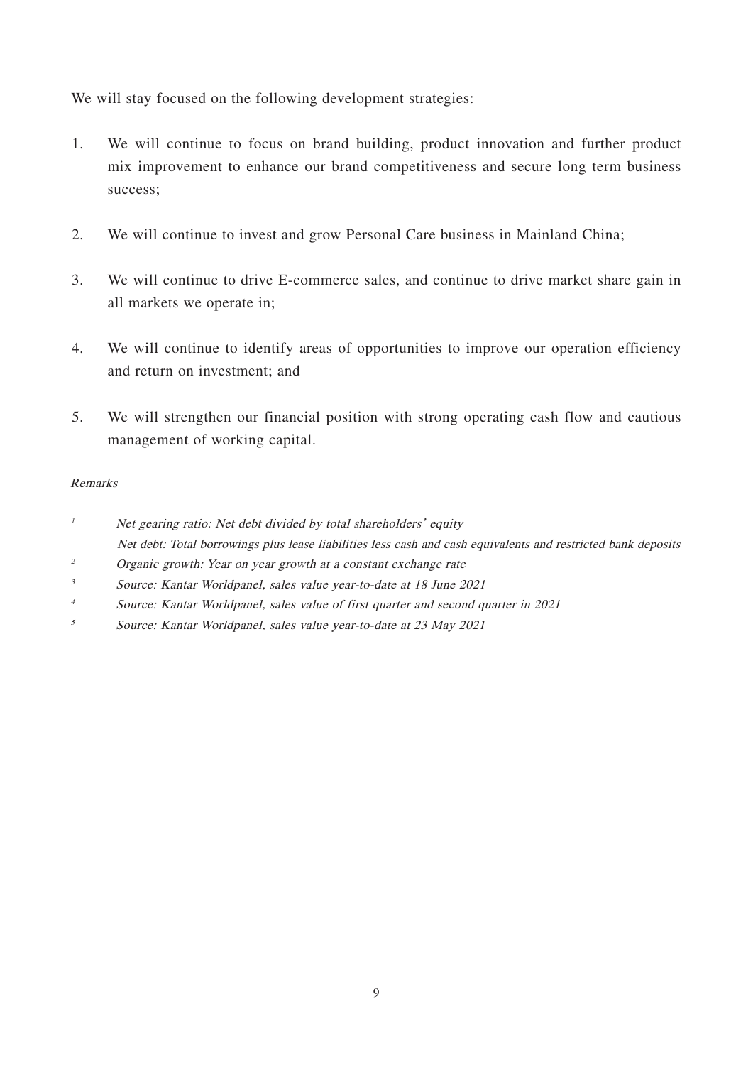We will stay focused on the following development strategies:

1. We will continue to focus on brand building, product innovation and further product mix improvement to enhance our brand competitiveness and secure long term business success;

2. We will continue to invest and grow Personal Care business in Mainland China;

3. We will continue to drive E-commerce sales, and continue to drive market share gain in all markets we operate in;

4. We will continue to identify areas of opportunities to improve our operation efficiency and return on investment; and

5. We will strengthen our financial position with strong operating cash flow and cautious management of working capital.

*Remarks*

[1] *Net gearing ratio: Net debt divided by total shareholders' equity*
*Net debt: Total borrowings plus lease liabilities less cash and cash equivalents and restricted bank deposits*

[2] *Organic growth: Year on year growth at a constant exchange rate*

[3] *Source: Kantar Worldpanel, sales value year-to-date at 18 June 2021*

[4] *Source: Kantar Worldpanel, sales value of first quarter and second quarter in 2021*

[5] *Source: Kantar Worldpanel, sales value year-to-date at 23 May 2021*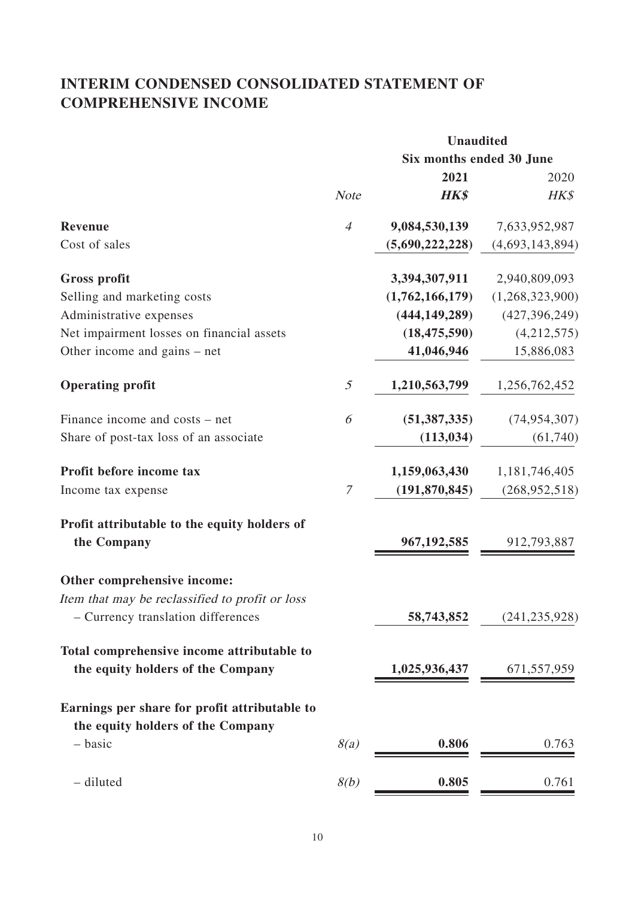# INTERIM CONDENSED CONSOLIDATED STATEMENT OF COMPREHENSIVE INCOME

| | | Unaudited | |
|---|---|---|---|
| | | Six months ended 30 June | |
| | | **2021** | 2020 |
| | *Note* | ***HK$*** | *HK$* |
| **Revenue** | *4* | **9,084,530,139** | 7,633,952,987 |
| Cost of sales | | **(5,690,222,228)** | (4,693,143,894) |
| **Gross profit** | | **3,394,307,911** | 2,940,809,093 |
| Selling and marketing costs | | **(1,762,166,179)** | (1,268,323,900) |
| Administrative expenses | | **(444,149,289)** | (427,396,249) |
| Net impairment losses on financial assets | | **(18,475,590)** | (4,212,575) |
| Other income and gains – net | | **41,046,946** | 15,886,083 |
| **Operating profit** | *5* | **1,210,563,799** | 1,256,762,452 |
| Finance income and costs – net | *6* | **(51,387,335)** | (74,954,307) |
| Share of post-tax loss of an associate | | **(113,034)** | (61,740) |
| **Profit before income tax** | | **1,159,063,430** | 1,181,746,405 |
| Income tax expense | *7* | **(191,870,845)** | (268,952,518) |
| **Profit attributable to the equity holders of the Company** | | **967,192,585** | 912,793,887 |
| **Other comprehensive income:** | | | |
| *Item that may be reclassified to profit or loss* | | | |
| – Currency translation differences | | **58,743,852** | (241,235,928) |
| **Total comprehensive income attributable to the equity holders of the Company** | | **1,025,936,437** | 671,557,959 |
| **Earnings per share for profit attributable to the equity holders of the Company** | | | |
| – basic | *8(a)* | **0.806** | 0.763 |
| – diluted | *8(b)* | **0.805** | 0.761 |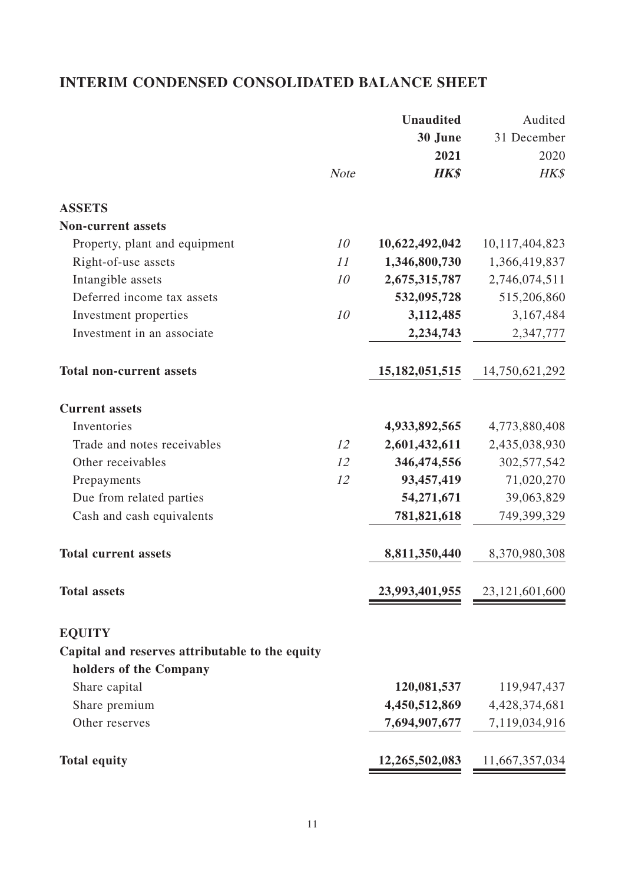# INTERIM CONDENSED CONSOLIDATED BALANCE SHEET

| | Note | **Unaudited 30 June 2021 HK$** | Audited 31 December 2020 HK$ |
|---|---|---|---|
| **ASSETS** | | | |
| **Non-current assets** | | | |
| Property, plant and equipment | *10* | **10,622,492,042** | 10,117,404,823 |
| Right-of-use assets | *11* | **1,346,800,730** | 1,366,419,837 |
| Intangible assets | *10* | **2,675,315,787** | 2,746,074,511 |
| Deferred income tax assets | | **532,095,728** | 515,206,860 |
| Investment properties | *10* | **3,112,485** | 3,167,484 |
| Investment in an associate | | **2,234,743** | 2,347,777 |
| **Total non-current assets** | | **15,182,051,515** | 14,750,621,292 |
| **Current assets** | | | |
| Inventories | | **4,933,892,565** | 4,773,880,408 |
| Trade and notes receivables | *12* | **2,601,432,611** | 2,435,038,930 |
| Other receivables | *12* | **346,474,556** | 302,577,542 |
| Prepayments | *12* | **93,457,419** | 71,020,270 |
| Due from related parties | | **54,271,671** | 39,063,829 |
| Cash and cash equivalents | | **781,821,618** | 749,399,329 |
| **Total current assets** | | **8,811,350,440** | 8,370,980,308 |
| **Total assets** | | **23,993,401,955** | 23,121,601,600 |
| **EQUITY** | | | |
| **Capital and reserves attributable to the equity holders of the Company** | | | |
| Share capital | | **120,081,537** | 119,947,437 |
| Share premium | | **4,450,512,869** | 4,428,374,681 |
| Other reserves | | **7,694,907,677** | 7,119,034,916 |
| **Total equity** | | **12,265,502,083** | 11,667,357,034 |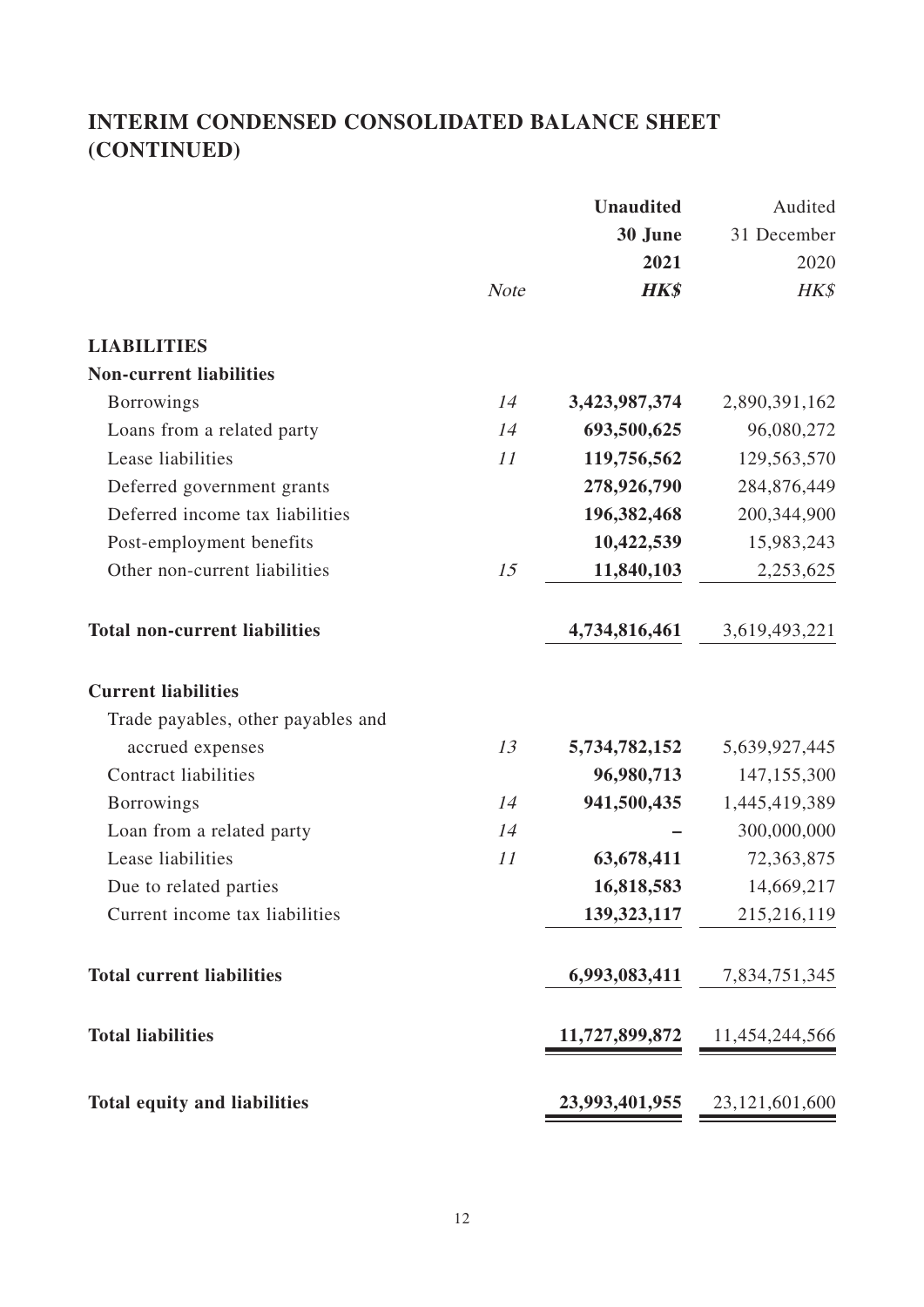## INTERIM CONDENSED CONSOLIDATED BALANCE SHEET (CONTINUED)

| | Note | **Unaudited 30 June 2021 HK$** | Audited 31 December 2020 HK$ |
|---|---|---|---|
| **LIABILITIES** | | | |
| **Non-current liabilities** | | | |
| Borrowings | 14 | **3,423,987,374** | 2,890,391,162 |
| Loans from a related party | 14 | **693,500,625** | 96,080,272 |
| Lease liabilities | 11 | **119,756,562** | 129,563,570 |
| Deferred government grants | | **278,926,790** | 284,876,449 |
| Deferred income tax liabilities | | **196,382,468** | 200,344,900 |
| Post-employment benefits | | **10,422,539** | 15,983,243 |
| Other non-current liabilities | 15 | **11,840,103** | 2,253,625 |
| **Total non-current liabilities** | | **4,734,816,461** | 3,619,493,221 |
| **Current liabilities** | | | |
| Trade payables, other payables and accrued expenses | 13 | **5,734,782,152** | 5,639,927,445 |
| Contract liabilities | | **96,980,713** | 147,155,300 |
| Borrowings | 14 | **941,500,435** | 1,445,419,389 |
| Loan from a related party | 14 | **–** | 300,000,000 |
| Lease liabilities | 11 | **63,678,411** | 72,363,875 |
| Due to related parties | | **16,818,583** | 14,669,217 |
| Current income tax liabilities | | **139,323,117** | 215,216,119 |
| **Total current liabilities** | | **6,993,083,411** | 7,834,751,345 |
| **Total liabilities** | | **11,727,899,872** | 11,454,244,566 |
| **Total equity and liabilities** | | **23,993,401,955** | 23,121,601,600 |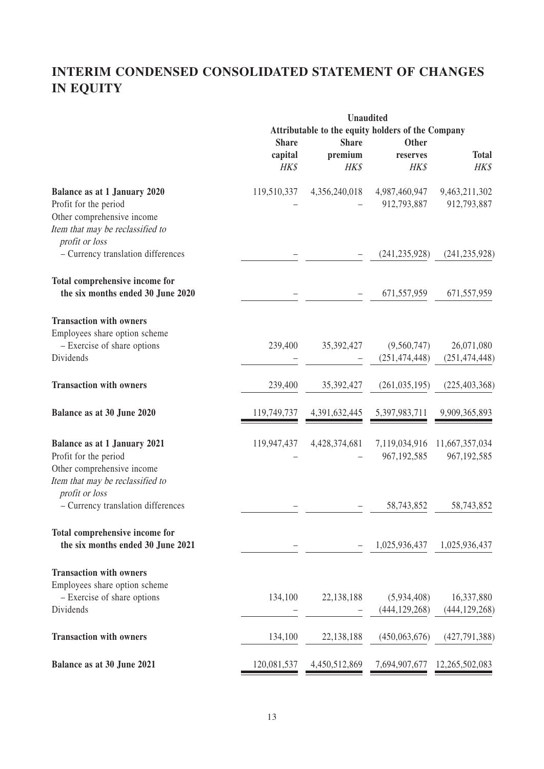# INTERIM CONDENSED CONSOLIDATED STATEMENT OF CHANGES IN EQUITY

| | Unaudited | | | |
|---|---|---|---|---|
| | Attributable to the equity holders of the Company | | | |
| | **Share capital** | **Share premium** | **Other reserves** | **Total** |
| | *HK$* | *HK$* | *HK$* | *HK$* |
| **Balance as at 1 January 2020** | 119,510,337 | 4,356,240,018 | 4,987,460,947 | 9,463,211,302 |
| Profit for the period | – | – | 912,793,887 | 912,793,887 |
| Other comprehensive income | | | | |
| *Item that may be reclassified to profit or loss* | | | | |
| – Currency translation differences | – | – | (241,235,928) | (241,235,928) |
| **Total comprehensive income for the six months ended 30 June 2020** | – | – | 671,557,959 | 671,557,959 |
| **Transaction with owners** | | | | |
| Employees share option scheme | | | | |
| – Exercise of share options | 239,400 | 35,392,427 | (9,560,747) | 26,071,080 |
| Dividends | – | – | (251,474,448) | (251,474,448) |
| **Transaction with owners** | 239,400 | 35,392,427 | (261,035,195) | (225,403,368) |
| **Balance as at 30 June 2020** | 119,749,737 | 4,391,632,445 | 5,397,983,711 | 9,909,365,893 |
| **Balance as at 1 January 2021** | 119,947,437 | 4,428,374,681 | 7,119,034,916 | 11,667,357,034 |
| Profit for the period | – | – | 967,192,585 | 967,192,585 |
| Other comprehensive income | | | | |
| *Item that may be reclassified to profit or loss* | | | | |
| – Currency translation differences | – | – | 58,743,852 | 58,743,852 |
| **Total comprehensive income for the six months ended 30 June 2021** | – | – | 1,025,936,437 | 1,025,936,437 |
| **Transaction with owners** | | | | |
| Employees share option scheme | | | | |
| – Exercise of share options | 134,100 | 22,138,188 | (5,934,408) | 16,337,880 |
| Dividends | – | – | (444,129,268) | (444,129,268) |
| **Transaction with owners** | 134,100 | 22,138,188 | (450,063,676) | (427,791,388) |
| **Balance as at 30 June 2021** | 120,081,537 | 4,450,512,869 | 7,694,907,677 | 12,265,502,083 |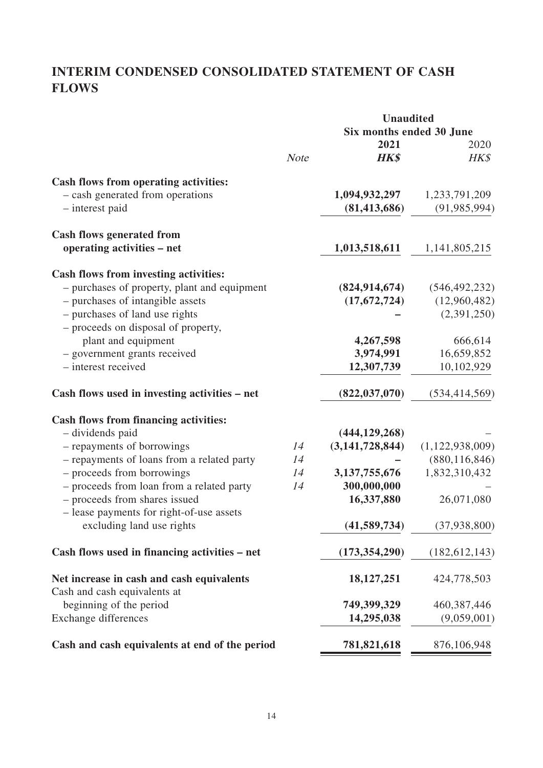# INTERIM CONDENSED CONSOLIDATED STATEMENT OF CASH FLOWS

| | Note | Unaudited Six months ended 30 June 2021 HK$ | 2020 HK$ |
|---|---|---|---|
| **Cash flows from operating activities:** | | | |
| – cash generated from operations | | **1,094,932,297** | 1,233,791,209 |
| – interest paid | | **(81,413,686)** | (91,985,994) |
| **Cash flows generated from operating activities – net** | | **1,013,518,611** | 1,141,805,215 |
| **Cash flows from investing activities:** | | | |
| – purchases of property, plant and equipment | | **(824,914,674)** | (546,492,232) |
| – purchases of intangible assets | | **(17,672,724)** | (12,960,482) |
| – purchases of land use rights | | **–** | (2,391,250) |
| – proceeds on disposal of property, plant and equipment | | **4,267,598** | 666,614 |
| – government grants received | | **3,974,991** | 16,659,852 |
| – interest received | | **12,307,739** | 10,102,929 |
| **Cash flows used in investing activities – net** | | **(822,037,070)** | (534,414,569) |
| **Cash flows from financing activities:** | | | |
| – dividends paid | | **(444,129,268)** | – |
| – repayments of borrowings | 14 | **(3,141,728,844)** | (1,122,938,009) |
| – repayments of loans from a related party | 14 | **–** | (880,116,846) |
| – proceeds from borrowings | 14 | **3,137,755,676** | 1,832,310,432 |
| – proceeds from loan from a related party | 14 | **300,000,000** | – |
| – proceeds from shares issued | | **16,337,880** | 26,071,080 |
| – lease payments for right-of-use assets excluding land use rights | | **(41,589,734)** | (37,938,800) |
| **Cash flows used in financing activities – net** | | **(173,354,290)** | (182,612,143) |
| **Net increase in cash and cash equivalents** | | **18,127,251** | 424,778,503 |
| Cash and cash equivalents at beginning of the period | | **749,399,329** | 460,387,446 |
| Exchange differences | | **14,295,038** | (9,059,001) |
| **Cash and cash equivalents at end of the period** | | **781,821,618** | 876,106,948 |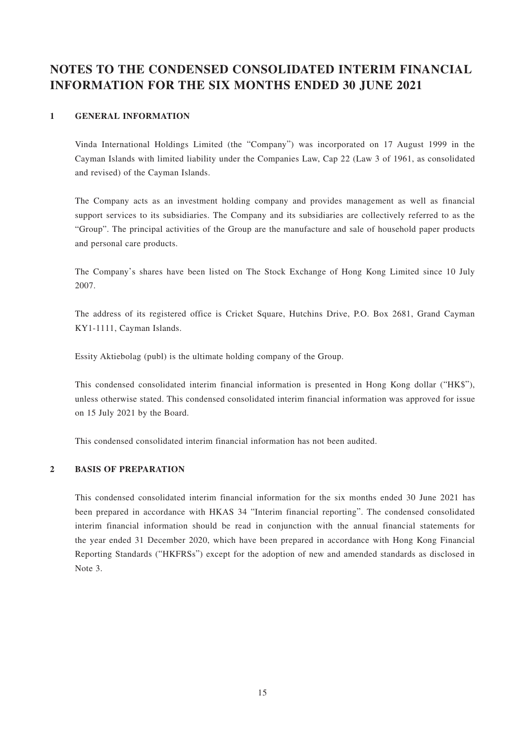# NOTES TO THE CONDENSED CONSOLIDATED INTERIM FINANCIAL INFORMATION FOR THE SIX MONTHS ENDED 30 JUNE 2021

## 1 GENERAL INFORMATION

Vinda International Holdings Limited (the "Company") was incorporated on 17 August 1999 in the Cayman Islands with limited liability under the Companies Law, Cap 22 (Law 3 of 1961, as consolidated and revised) of the Cayman Islands.

The Company acts as an investment holding company and provides management as well as financial support services to its subsidiaries. The Company and its subsidiaries are collectively referred to as the "Group". The principal activities of the Group are the manufacture and sale of household paper products and personal care products.

The Company's shares have been listed on The Stock Exchange of Hong Kong Limited since 10 July 2007.

The address of its registered office is Cricket Square, Hutchins Drive, P.O. Box 2681, Grand Cayman KY1-1111, Cayman Islands.

Essity Aktiebolag (publ) is the ultimate holding company of the Group.

This condensed consolidated interim financial information is presented in Hong Kong dollar ("HK$"), unless otherwise stated. This condensed consolidated interim financial information was approved for issue on 15 July 2021 by the Board.

This condensed consolidated interim financial information has not been audited.

## 2 BASIS OF PREPARATION

This condensed consolidated interim financial information for the six months ended 30 June 2021 has been prepared in accordance with HKAS 34 "Interim financial reporting". The condensed consolidated interim financial information should be read in conjunction with the annual financial statements for the year ended 31 December 2020, which have been prepared in accordance with Hong Kong Financial Reporting Standards ("HKFRSs") except for the adoption of new and amended standards as disclosed in Note 3.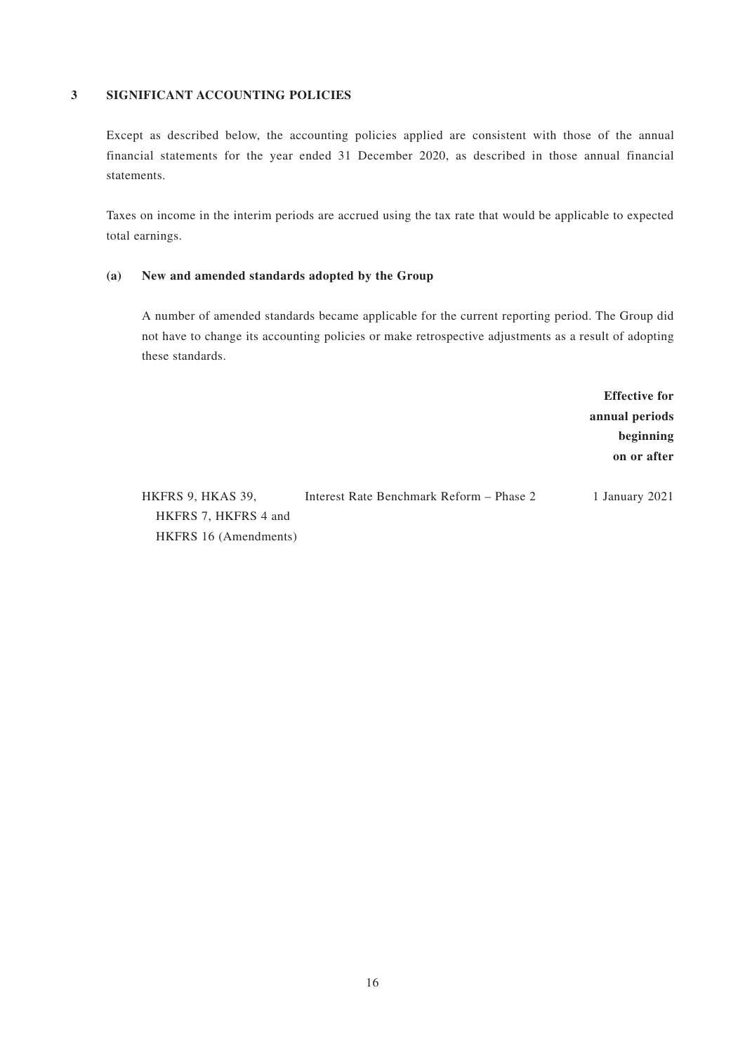## 3 SIGNIFICANT ACCOUNTING POLICIES

Except as described below, the accounting policies applied are consistent with those of the annual financial statements for the year ended 31 December 2020, as described in those annual financial statements.

Taxes on income in the interim periods are accrued using the tax rate that would be applicable to expected total earnings.

### (a) New and amended standards adopted by the Group

A number of amended standards became applicable for the current reporting period. The Group did not have to change its accounting policies or make retrospective adjustments as a result of adopting these standards.

| | | **Effective for annual periods beginning on or after** |
|---|---|---|
| HKFRS 9, HKAS 39, HKFRS 7, HKFRS 4 and HKFRS 16 (Amendments) | Interest Rate Benchmark Reform – Phase 2 | 1 January 2021 |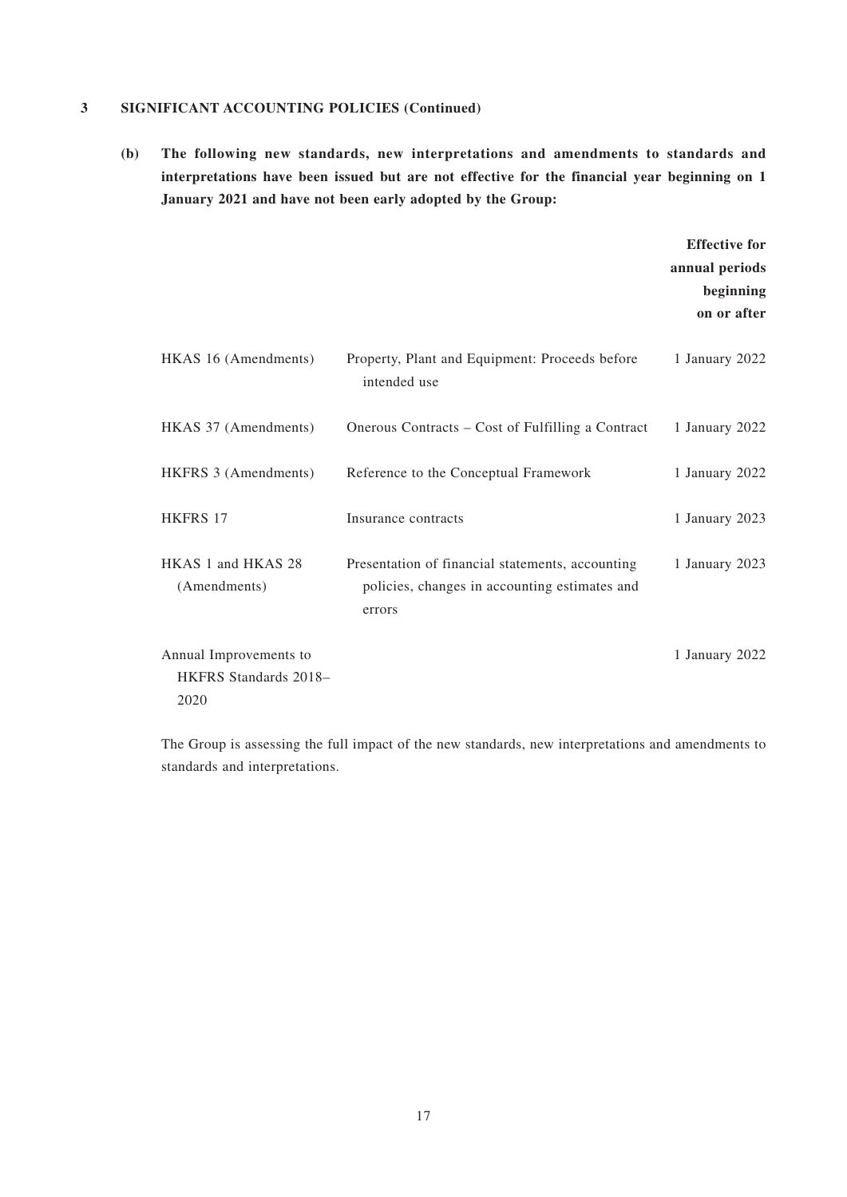## 3 SIGNIFICANT ACCOUNTING POLICIES (Continued)

**(b) The following new standards, new interpretations and amendments to standards and interpretations have been issued but are not effective for the financial year beginning on 1 January 2021 and have not been early adopted by the Group:**

| | | **Effective for annual periods beginning on or after** |
|---|---|---|
| HKAS 16 (Amendments) | Property, Plant and Equipment: Proceeds before intended use | 1 January 2022 |
| HKAS 37 (Amendments) | Onerous Contracts – Cost of Fulfilling a Contract | 1 January 2022 |
| HKFRS 3 (Amendments) | Reference to the Conceptual Framework | 1 January 2022 |
| HKFRS 17 | Insurance contracts | 1 January 2023 |
| HKAS 1 and HKAS 28 (Amendments) | Presentation of financial statements, accounting policies, changes in accounting estimates and errors | 1 January 2023 |
| Annual Improvements to HKFRS Standards 2018–2020 | | 1 January 2022 |

The Group is assessing the full impact of the new standards, new interpretations and amendments to standards and interpretations.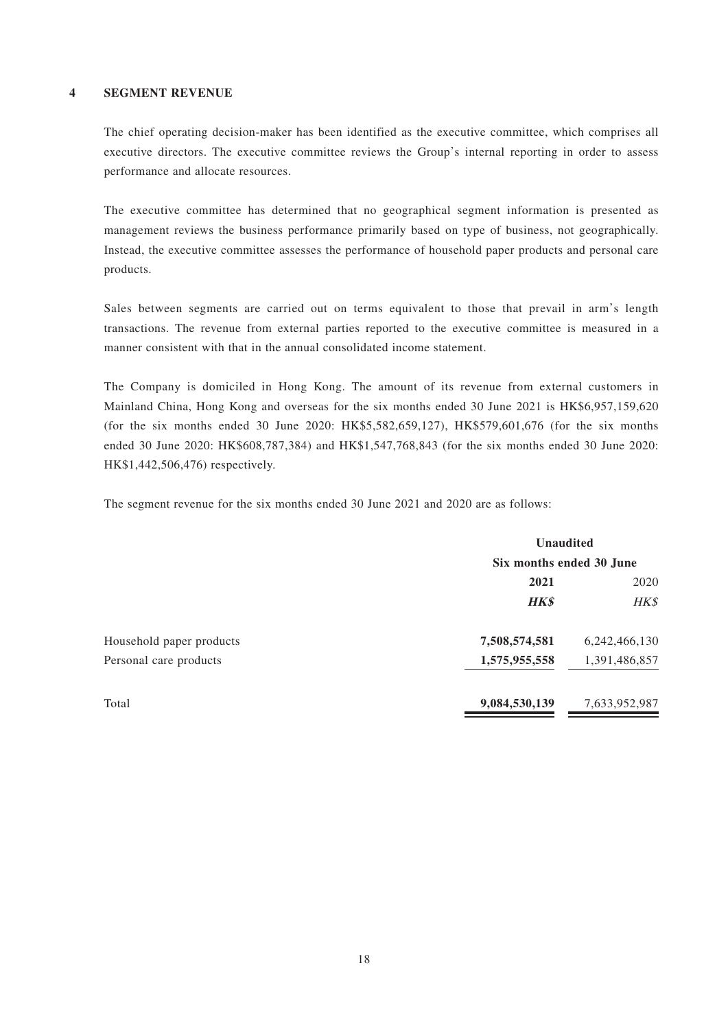## 4 SEGMENT REVENUE

The chief operating decision-maker has been identified as the executive committee, which comprises all executive directors. The executive committee reviews the Group's internal reporting in order to assess performance and allocate resources.

The executive committee has determined that no geographical segment information is presented as management reviews the business performance primarily based on type of business, not geographically. Instead, the executive committee assesses the performance of household paper products and personal care products.

Sales between segments are carried out on terms equivalent to those that prevail in arm's length transactions. The revenue from external parties reported to the executive committee is measured in a manner consistent with that in the annual consolidated income statement.

The Company is domiciled in Hong Kong. The amount of its revenue from external customers in Mainland China, Hong Kong and overseas for the six months ended 30 June 2021 is HK$6,957,159,620 (for the six months ended 30 June 2020: HK$5,582,659,127), HK$579,601,676 (for the six months ended 30 June 2020: HK$608,787,384) and HK$1,547,768,843 (for the six months ended 30 June 2020: HK$1,442,506,476) respectively.

The segment revenue for the six months ended 30 June 2021 and 2020 are as follows:

| | **Unaudited** | |
|---|---|---|
| | **Six months ended 30 June** | |
| | **2021** | 2020 |
| | ***HK$*** | *HK$* |
| Household paper products | **7,508,574,581** | 6,242,466,130 |
| Personal care products | **1,575,955,558** | 1,391,486,857 |
| Total | **9,084,530,139** | 7,633,952,987 |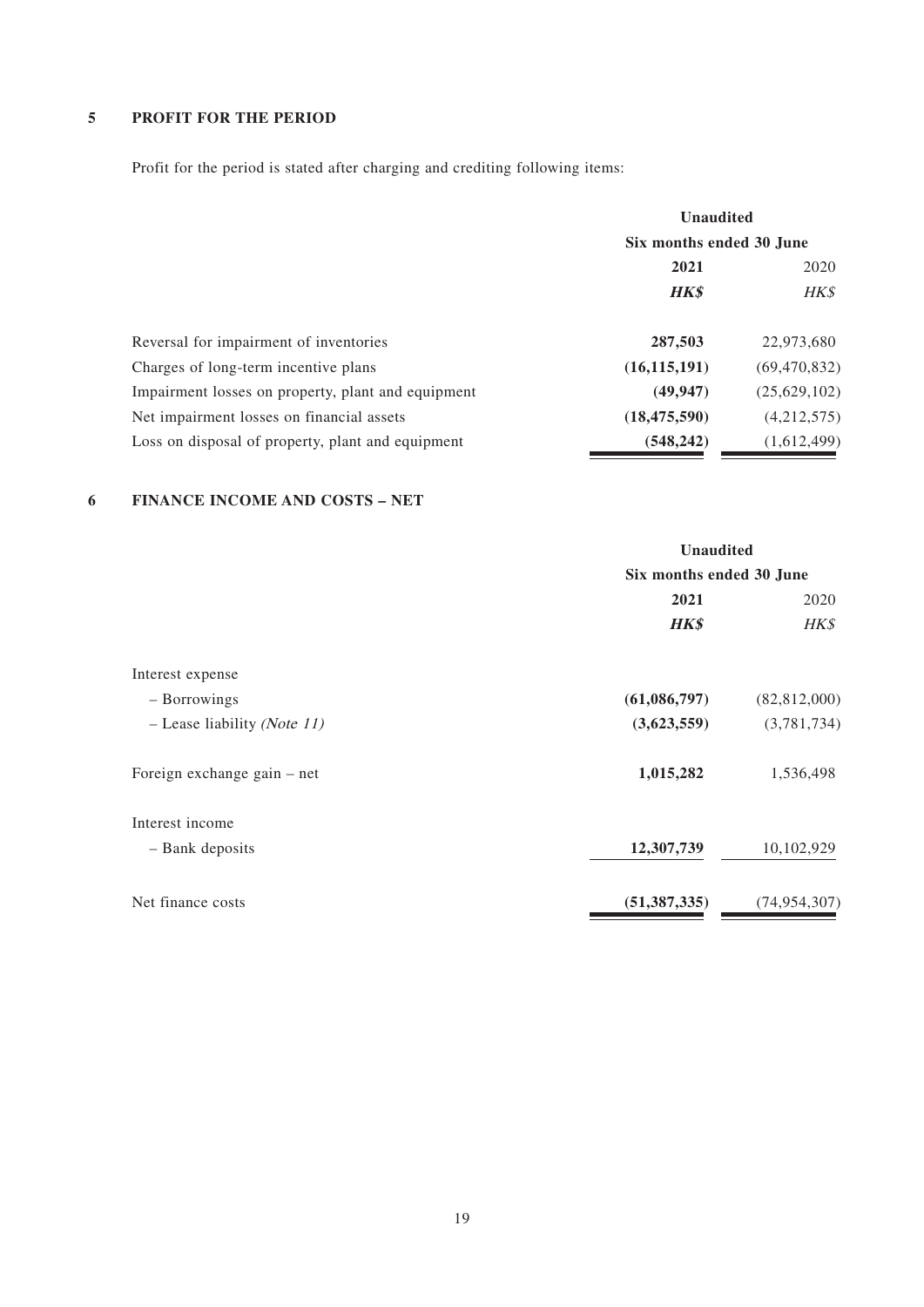## 5 PROFIT FOR THE PERIOD

Profit for the period is stated after charging and crediting following items:

| | Unaudited | |
|---|---|---|
| | Six months ended 30 June | |
| | **2021** | 2020 |
| | ***HK$*** | *HK$* |
| Reversal for impairment of inventories | **287,503** | 22,973,680 |
| Charges of long-term incentive plans | **(16,115,191)** | (69,470,832) |
| Impairment losses on property, plant and equipment | **(49,947)** | (25,629,102) |
| Net impairment losses on financial assets | **(18,475,590)** | (4,212,575) |
| Loss on disposal of property, plant and equipment | **(548,242)** | (1,612,499) |

## 6 FINANCE INCOME AND COSTS – NET

| | Unaudited | |
|---|---|---|
| | Six months ended 30 June | |
| | **2021** | 2020 |
| | ***HK$*** | *HK$* |
| Interest expense | | |
| – Borrowings | **(61,086,797)** | (82,812,000) |
| – Lease liability *(Note 11)* | **(3,623,559)** | (3,781,734) |
| Foreign exchange gain – net | **1,015,282** | 1,536,498 |
| Interest income | | |
| – Bank deposits | **12,307,739** | 10,102,929 |
| Net finance costs | **(51,387,335)** | (74,954,307) |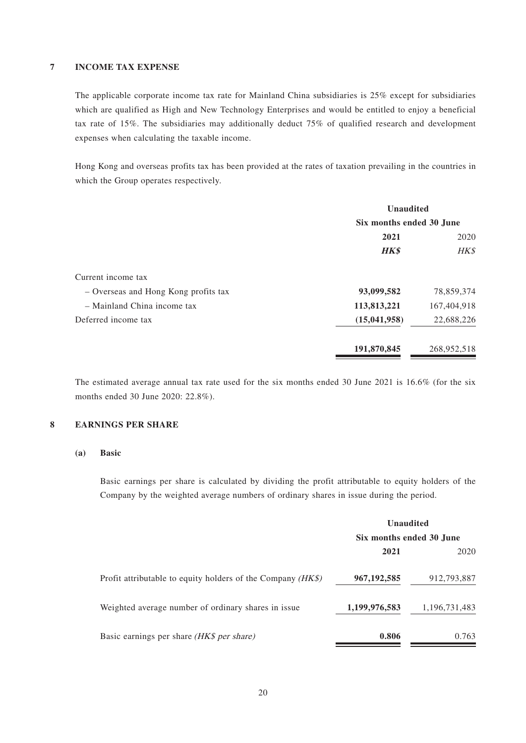## 7 INCOME TAX EXPENSE

The applicable corporate income tax rate for Mainland China subsidiaries is 25% except for subsidiaries which are qualified as High and New Technology Enterprises and would be entitled to enjoy a beneficial tax rate of 15%. The subsidiaries may additionally deduct 75% of qualified research and development expenses when calculating the taxable income.

Hong Kong and overseas profits tax has been provided at the rates of taxation prevailing in the countries in which the Group operates respectively.

| | Unaudited | |
|---|---|---|
| | Six months ended 30 June | |
| | **2021** | 2020 |
| | ***HK$*** | *HK$* |
| Current income tax | | |
| – Overseas and Hong Kong profits tax | **93,099,582** | 78,859,374 |
| – Mainland China income tax | **113,813,221** | 167,404,918 |
| Deferred income tax | **(15,041,958)** | 22,688,226 |
| | **191,870,845** | 268,952,518 |

The estimated average annual tax rate used for the six months ended 30 June 2021 is 16.6% (for the six months ended 30 June 2020: 22.8%).

## 8 EARNINGS PER SHARE

### (a) Basic

Basic earnings per share is calculated by dividing the profit attributable to equity holders of the Company by the weighted average numbers of ordinary shares in issue during the period.

| | Unaudited | |
|---|---|---|
| | Six months ended 30 June | |
| | **2021** | 2020 |
| Profit attributable to equity holders of the Company *(HK$)* | **967,192,585** | 912,793,887 |
| Weighted average number of ordinary shares in issue | **1,199,976,583** | 1,196,731,483 |
| Basic earnings per share *(HK$ per share)* | **0.806** | 0.763 |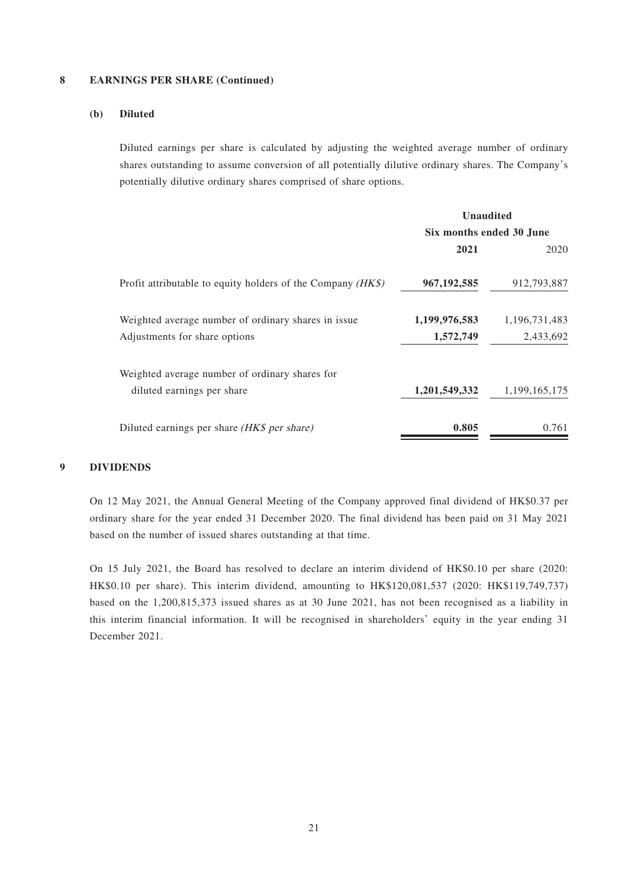## 8 EARNINGS PER SHARE (Continued)

### (b) Diluted

Diluted earnings per share is calculated by adjusting the weighted average number of ordinary shares outstanding to assume conversion of all potentially dilutive ordinary shares. The Company's potentially dilutive ordinary shares comprised of share options.

| | Unaudited | |
|---|---|---|
| | Six months ended 30 June | |
| | **2021** | 2020 |
| Profit attributable to equity holders of the Company *(HK$)* | **967,192,585** | 912,793,887 |
| Weighted average number of ordinary shares in issue | **1,199,976,583** | 1,196,731,483 |
| Adjustments for share options | **1,572,749** | 2,433,692 |
| Weighted average number of ordinary shares for diluted earnings per share | **1,201,549,332** | 1,199,165,175 |
| Diluted earnings per share *(HK$ per share)* | **0.805** | 0.761 |

## 9 DIVIDENDS

On 12 May 2021, the Annual General Meeting of the Company approved final dividend of HK$0.37 per ordinary share for the year ended 31 December 2020. The final dividend has been paid on 31 May 2021 based on the number of issued shares outstanding at that time.

On 15 July 2021, the Board has resolved to declare an interim dividend of HK$0.10 per share (2020: HK$0.10 per share). This interim dividend, amounting to HK$120,081,537 (2020: HK$119,749,737) based on the 1,200,815,373 issued shares as at 30 June 2021, has not been recognised as a liability in this interim financial information. It will be recognised in shareholders' equity in the year ending 31 December 2021.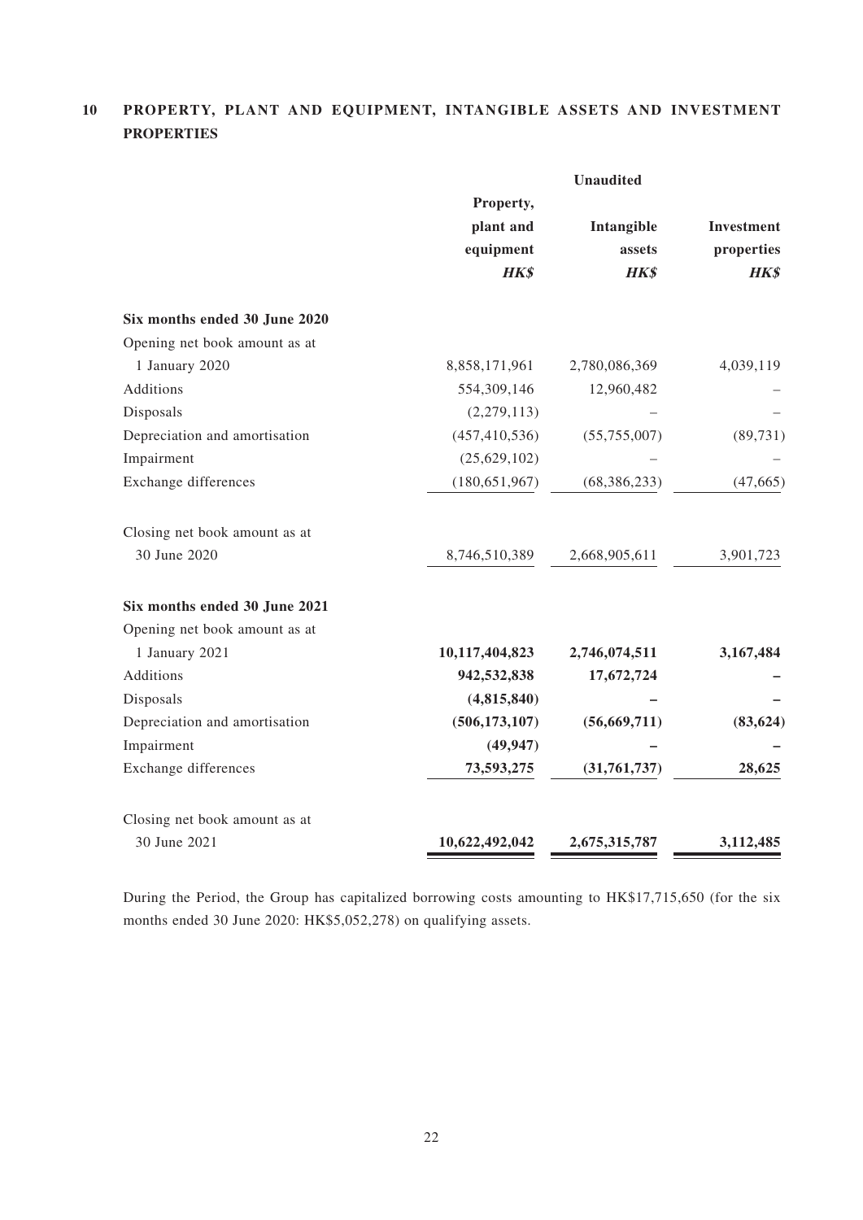## 10 PROPERTY, PLANT AND EQUIPMENT, INTANGIBLE ASSETS AND INVESTMENT PROPERTIES

| | Unaudited | | |
|---|---|---|---|
| | Property, plant and equipment | Intangible assets | Investment properties |
| | *HK$* | *HK$* | *HK$* |
| **Six months ended 30 June 2020** | | | |
| Opening net book amount as at 1 January 2020 | 8,858,171,961 | 2,780,086,369 | 4,039,119 |
| Additions | 554,309,146 | 12,960,482 | – |
| Disposals | (2,279,113) | – | – |
| Depreciation and amortisation | (457,410,536) | (55,755,007) | (89,731) |
| Impairment | (25,629,102) | – | – |
| Exchange differences | (180,651,967) | (68,386,233) | (47,665) |
| Closing net book amount as at 30 June 2020 | 8,746,510,389 | 2,668,905,611 | 3,901,723 |
| **Six months ended 30 June 2021** | | | |
| Opening net book amount as at 1 January 2021 | **10,117,404,823** | **2,746,074,511** | **3,167,484** |
| Additions | **942,532,838** | **17,672,724** | **–** |
| Disposals | **(4,815,840)** | **–** | **–** |
| Depreciation and amortisation | **(506,173,107)** | **(56,669,711)** | **(83,624)** |
| Impairment | **(49,947)** | **–** | **–** |
| Exchange differences | **73,593,275** | **(31,761,737)** | **28,625** |
| Closing net book amount as at 30 June 2021 | **10,622,492,042** | **2,675,315,787** | **3,112,485** |

During the Period, the Group has capitalized borrowing costs amounting to HK$17,715,650 (for the six months ended 30 June 2020: HK$5,052,278) on qualifying assets.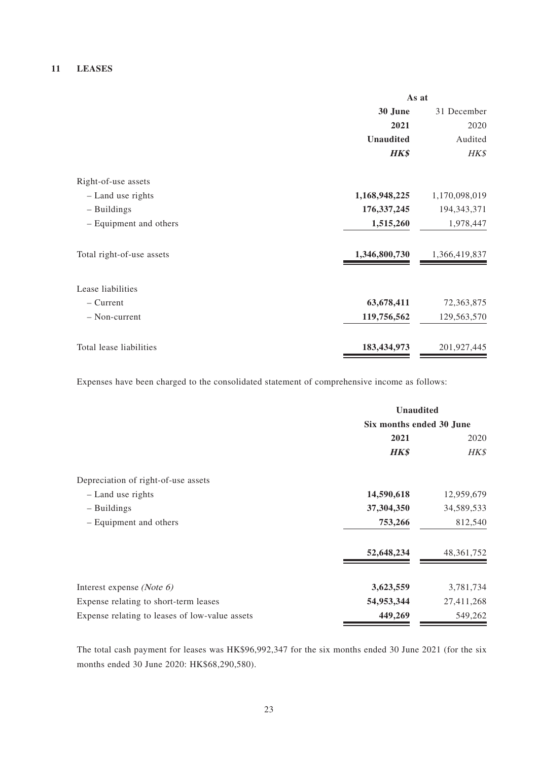## 11 LEASES

| | As at | |
|---|---|---|
| | **30 June** | 31 December |
| | **2021** | 2020 |
| | **Unaudited** | Audited |
| | ***HK$*** | *HK$* |
| Right-of-use assets | | |
| – Land use rights | **1,168,948,225** | 1,170,098,019 |
| – Buildings | **176,337,245** | 194,343,371 |
| – Equipment and others | **1,515,260** | 1,978,447 |
| Total right-of-use assets | **1,346,800,730** | 1,366,419,837 |
| Lease liabilities | | |
| – Current | **63,678,411** | 72,363,875 |
| – Non-current | **119,756,562** | 129,563,570 |
| Total lease liabilities | **183,434,973** | 201,927,445 |

Expenses have been charged to the consolidated statement of comprehensive income as follows:

| | Unaudited | |
|---|---|---|
| | Six months ended 30 June | |
| | **2021** | 2020 |
| | ***HK$*** | *HK$* |
| Depreciation of right-of-use assets | | |
| – Land use rights | **14,590,618** | 12,959,679 |
| – Buildings | **37,304,350** | 34,589,533 |
| – Equipment and others | **753,266** | 812,540 |
| | **52,648,234** | 48,361,752 |
| Interest expense *(Note 6)* | **3,623,559** | 3,781,734 |
| Expense relating to short-term leases | **54,953,344** | 27,411,268 |
| Expense relating to leases of low-value assets | **449,269** | 549,262 |

The total cash payment for leases was HK$96,992,347 for the six months ended 30 June 2021 (for the six months ended 30 June 2020: HK$68,290,580).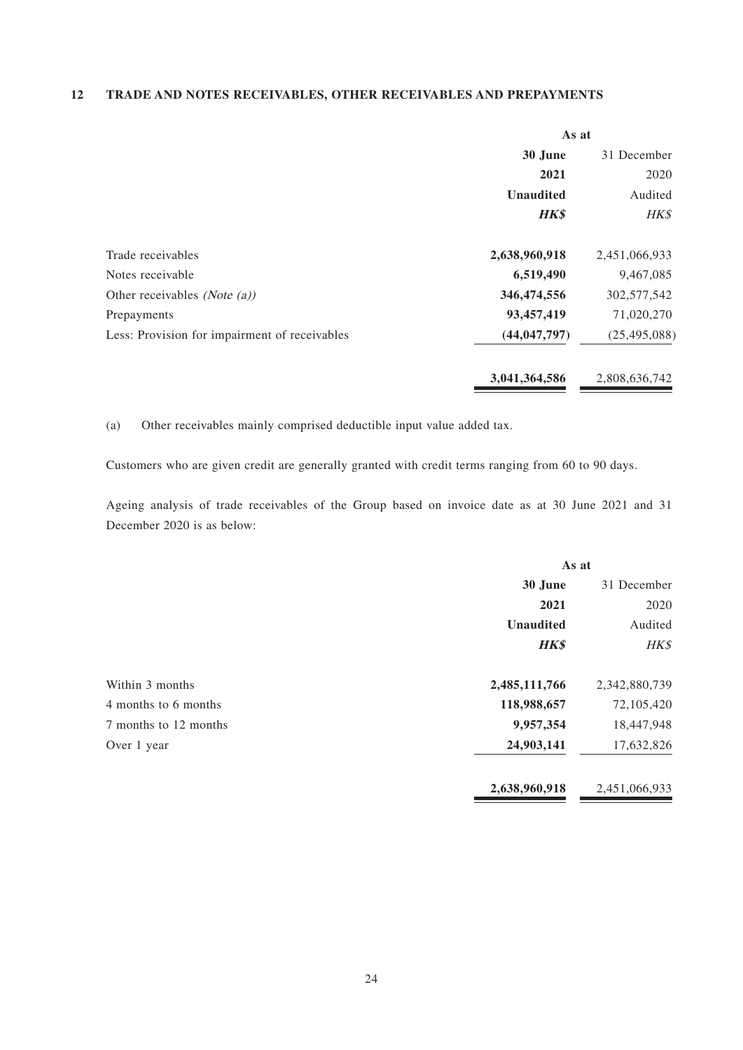## 12 TRADE AND NOTES RECEIVABLES, OTHER RECEIVABLES AND PREPAYMENTS

| | As at | |
|---|---|---|
| | **30 June** | 31 December |
| | **2021** | 2020 |
| | **Unaudited** | Audited |
| | ***HK$*** | *HK$* |
| Trade receivables | **2,638,960,918** | 2,451,066,933 |
| Notes receivable | **6,519,490** | 9,467,085 |
| Other receivables *(Note (a))* | **346,474,556** | 302,577,542 |
| Prepayments | **93,457,419** | 71,020,270 |
| Less: Provision for impairment of receivables | **(44,047,797)** | (25,495,088) |
| | **3,041,364,586** | 2,808,636,742 |

(a) Other receivables mainly comprised deductible input value added tax.

Customers who are given credit are generally granted with credit terms ranging from 60 to 90 days.

Ageing analysis of trade receivables of the Group based on invoice date as at 30 June 2021 and 31 December 2020 is as below:

| | As at | |
|---|---|---|
| | **30 June** | 31 December |
| | **2021** | 2020 |
| | **Unaudited** | Audited |
| | ***HK$*** | *HK$* |
| Within 3 months | **2,485,111,766** | 2,342,880,739 |
| 4 months to 6 months | **118,988,657** | 72,105,420 |
| 7 months to 12 months | **9,957,354** | 18,447,948 |
| Over 1 year | **24,903,141** | 17,632,826 |
| | **2,638,960,918** | 2,451,066,933 |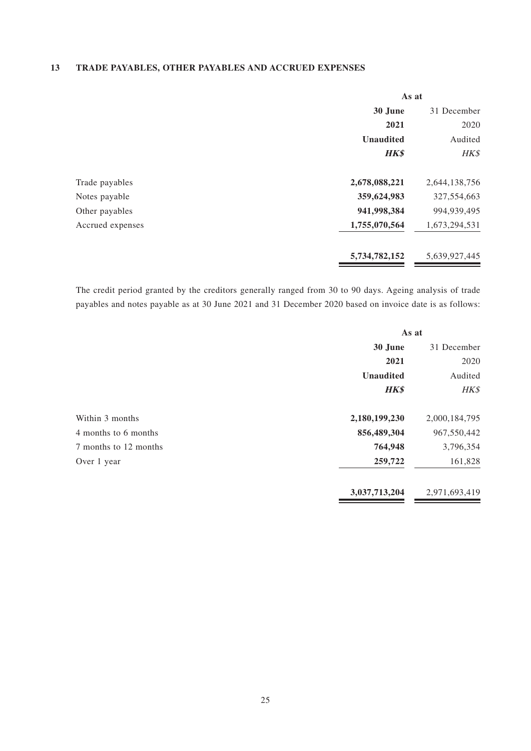## 13 TRADE PAYABLES, OTHER PAYABLES AND ACCRUED EXPENSES

| | As at | |
|---|---|---|
| | **30 June 2021** | 31 December 2020 |
| | **Unaudited** | Audited |
| | ***HK$*** | *HK$* |
| Trade payables | **2,678,088,221** | 2,644,138,756 |
| Notes payable | **359,624,983** | 327,554,663 |
| Other payables | **941,998,384** | 994,939,495 |
| Accrued expenses | **1,755,070,564** | 1,673,294,531 |
| | **5,734,782,152** | 5,639,927,445 |

The credit period granted by the creditors generally ranged from 30 to 90 days. Ageing analysis of trade payables and notes payable as at 30 June 2021 and 31 December 2020 based on invoice date is as follows:

| | As at | |
|---|---|---|
| | **30 June 2021** | 31 December 2020 |
| | **Unaudited** | Audited |
| | ***HK$*** | *HK$* |
| Within 3 months | **2,180,199,230** | 2,000,184,795 |
| 4 months to 6 months | **856,489,304** | 967,550,442 |
| 7 months to 12 months | **764,948** | 3,796,354 |
| Over 1 year | **259,722** | 161,828 |
| | **3,037,713,204** | 2,971,693,419 |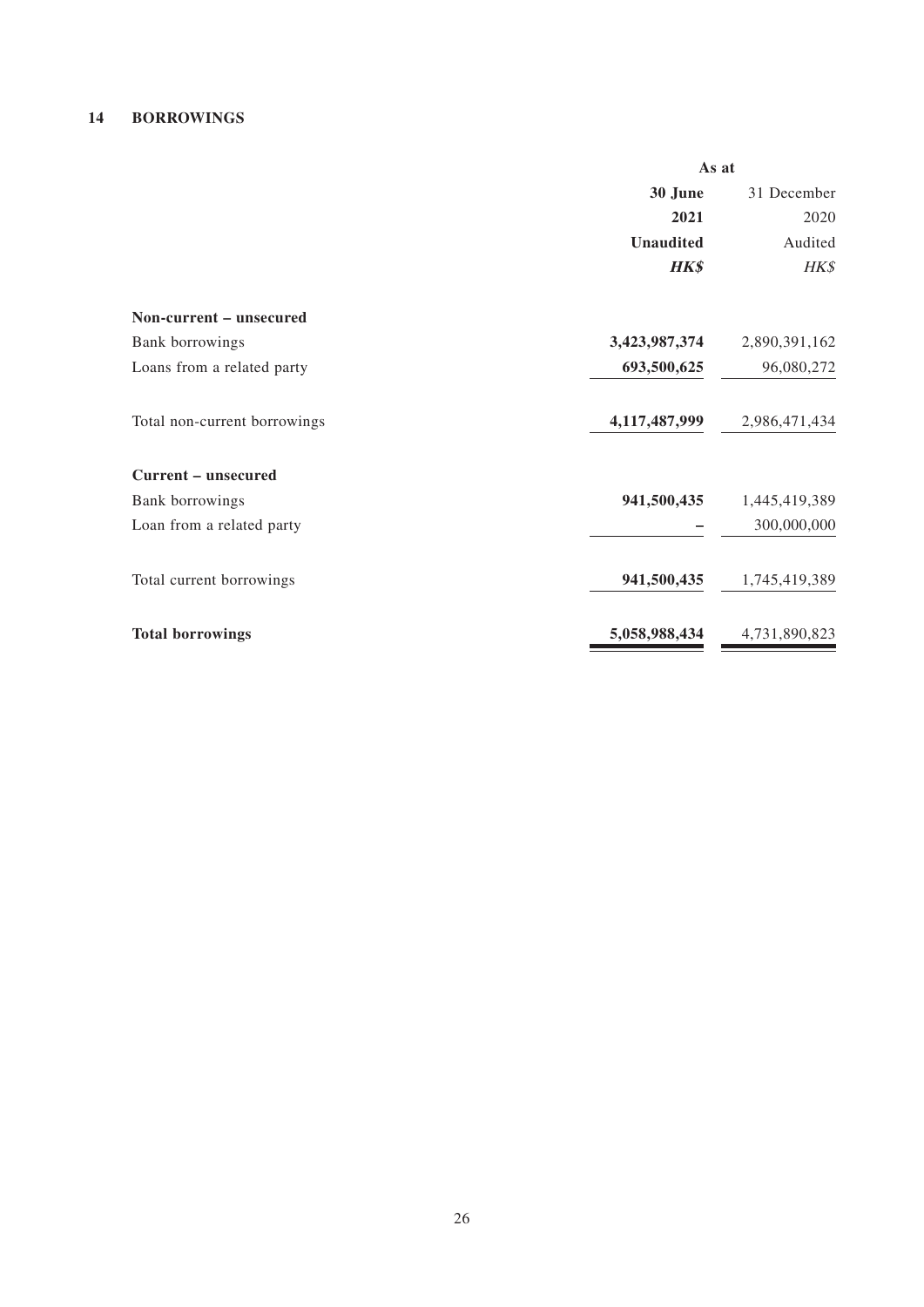## 14 BORROWINGS

| | As at | |
|---|---|---|
| | **30 June** | 31 December |
| | **2021** | 2020 |
| | **Unaudited** | Audited |
| | ***HK$*** | *HK$* |
| **Non-current – unsecured** | | |
| Bank borrowings | **3,423,987,374** | 2,890,391,162 |
| Loans from a related party | **693,500,625** | 96,080,272 |
| Total non-current borrowings | **4,117,487,999** | 2,986,471,434 |
| **Current – unsecured** | | |
| Bank borrowings | **941,500,435** | 1,445,419,389 |
| Loan from a related party | **–** | 300,000,000 |
| Total current borrowings | **941,500,435** | 1,745,419,389 |
| **Total borrowings** | **5,058,988,434** | 4,731,890,823 |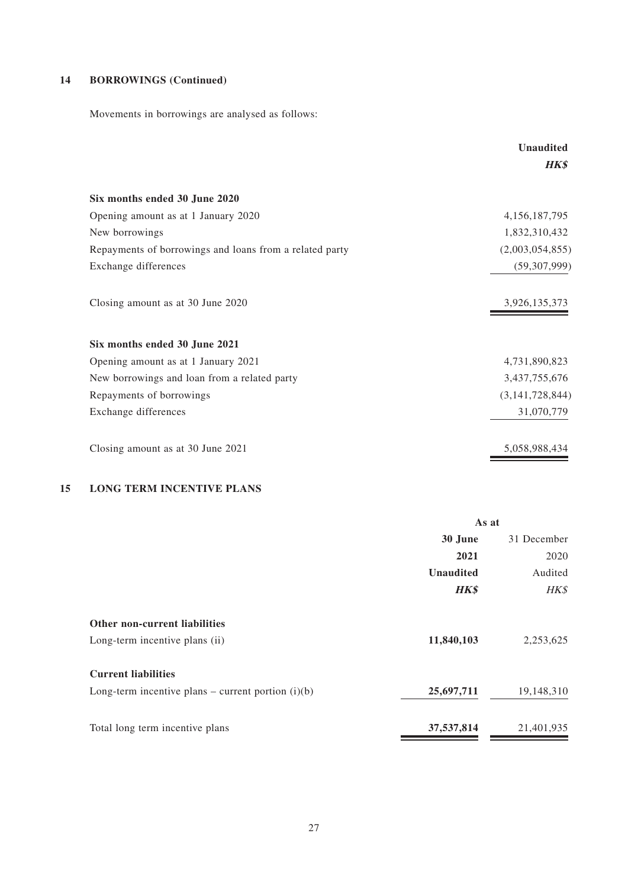## 14 BORROWINGS (Continued)

Movements in borrowings are analysed as follows:

| | Unaudited |
|---|---|
| | ***HK$*** |
| **Six months ended 30 June 2020** | |
| Opening amount as at 1 January 2020 | 4,156,187,795 |
| New borrowings | 1,832,310,432 |
| Repayments of borrowings and loans from a related party | (2,003,054,855) |
| Exchange differences | (59,307,999) |
| Closing amount as at 30 June 2020 | 3,926,135,373 |
| **Six months ended 30 June 2021** | |
| Opening amount as at 1 January 2021 | 4,731,890,823 |
| New borrowings and loan from a related party | 3,437,755,676 |
| Repayments of borrowings | (3,141,728,844) |
| Exchange differences | 31,070,779 |
| Closing amount as at 30 June 2021 | 5,058,988,434 |

## 15 LONG TERM INCENTIVE PLANS

| | As at | |
|---|---|---|
| | **30 June 2021** | 31 December 2020 |
| | **Unaudited** | Audited |
| | ***HK$*** | *HK$* |
| **Other non-current liabilities** | | |
| Long-term incentive plans (ii) | **11,840,103** | 2,253,625 |
| **Current liabilities** | | |
| Long-term incentive plans – current portion (i)(b) | **25,697,711** | 19,148,310 |
| Total long term incentive plans | **37,537,814** | 21,401,935 |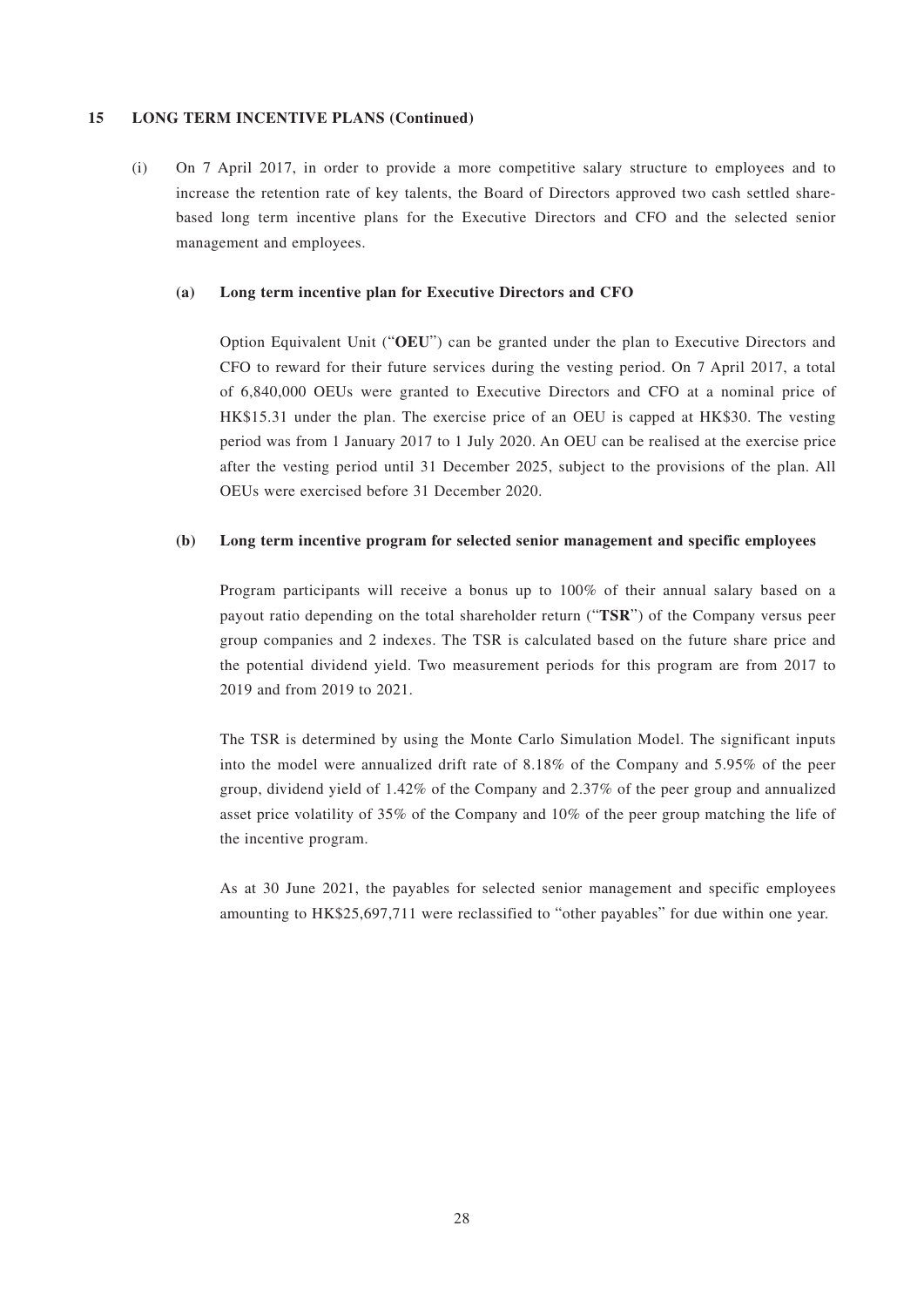## 15 LONG TERM INCENTIVE PLANS (Continued)

(i) On 7 April 2017, in order to provide a more competitive salary structure to employees and to increase the retention rate of key talents, the Board of Directors approved two cash settled share-based long term incentive plans for the Executive Directors and CFO and the selected senior management and employees.

**(a) Long term incentive plan for Executive Directors and CFO**

Option Equivalent Unit ("**OEU**") can be granted under the plan to Executive Directors and CFO to reward for their future services during the vesting period. On 7 April 2017, a total of 6,840,000 OEUs were granted to Executive Directors and CFO at a nominal price of HK$15.31 under the plan. The exercise price of an OEU is capped at HK$30. The vesting period was from 1 January 2017 to 1 July 2020. An OEU can be realised at the exercise price after the vesting period until 31 December 2025, subject to the provisions of the plan. All OEUs were exercised before 31 December 2020.

**(b) Long term incentive program for selected senior management and specific employees**

Program participants will receive a bonus up to 100% of their annual salary based on a payout ratio depending on the total shareholder return ("**TSR**") of the Company versus peer group companies and 2 indexes. The TSR is calculated based on the future share price and the potential dividend yield. Two measurement periods for this program are from 2017 to 2019 and from 2019 to 2021.

The TSR is determined by using the Monte Carlo Simulation Model. The significant inputs into the model were annualized drift rate of 8.18% of the Company and 5.95% of the peer group, dividend yield of 1.42% of the Company and 2.37% of the peer group and annualized asset price volatility of 35% of the Company and 10% of the peer group matching the life of the incentive program.

As at 30 June 2021, the payables for selected senior management and specific employees amounting to HK$25,697,711 were reclassified to "other payables" for due within one year.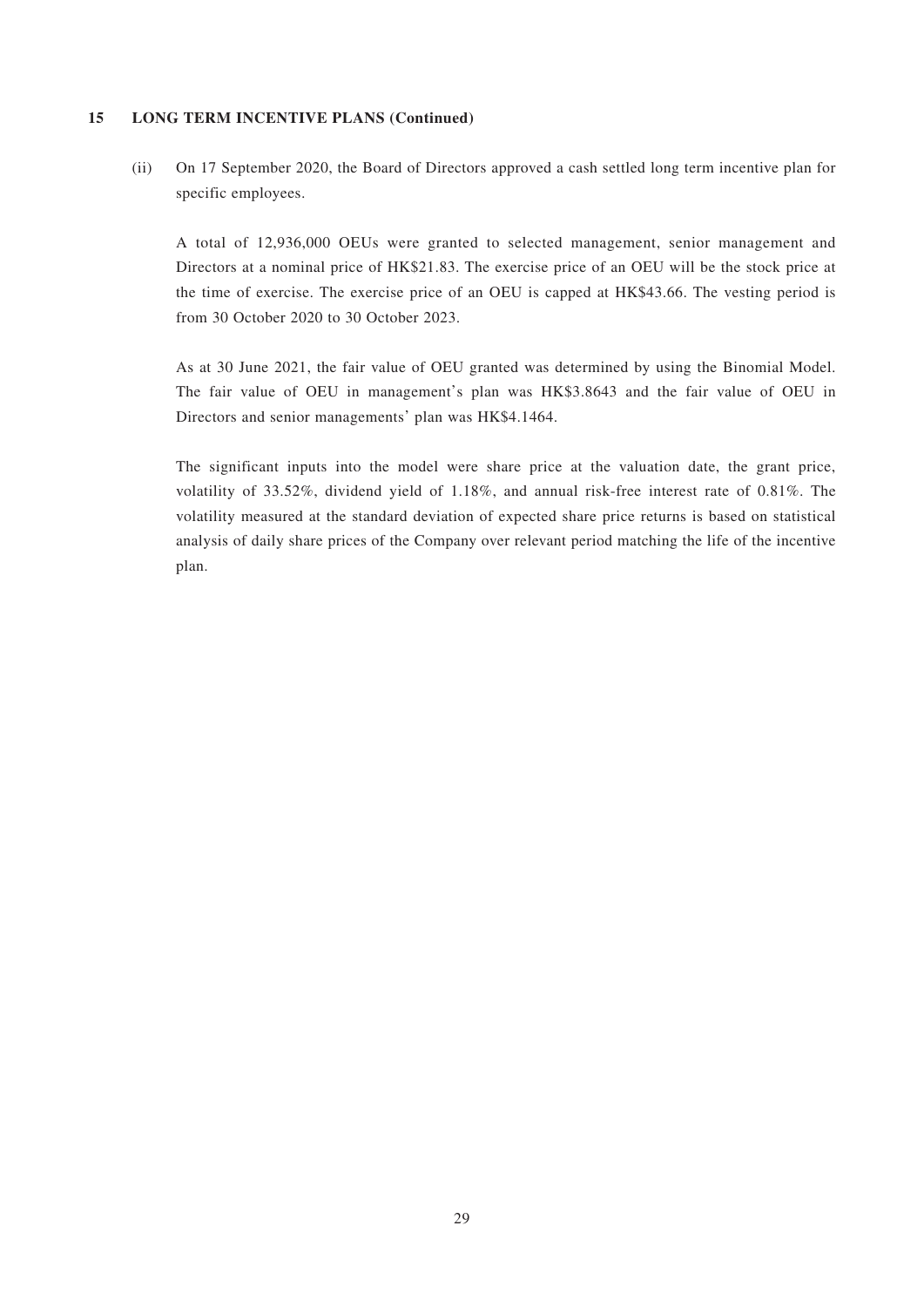## 15 LONG TERM INCENTIVE PLANS (Continued)

(ii) On 17 September 2020, the Board of Directors approved a cash settled long term incentive plan for specific employees.

A total of 12,936,000 OEUs were granted to selected management, senior management and Directors at a nominal price of HK$21.83. The exercise price of an OEU will be the stock price at the time of exercise. The exercise price of an OEU is capped at HK$43.66. The vesting period is from 30 October 2020 to 30 October 2023.

As at 30 June 2021, the fair value of OEU granted was determined by using the Binomial Model. The fair value of OEU in management's plan was HK$3.8643 and the fair value of OEU in Directors and senior managements' plan was HK$4.1464.

The significant inputs into the model were share price at the valuation date, the grant price, volatility of 33.52%, dividend yield of 1.18%, and annual risk-free interest rate of 0.81%. The volatility measured at the standard deviation of expected share price returns is based on statistical analysis of daily share prices of the Company over relevant period matching the life of the incentive plan.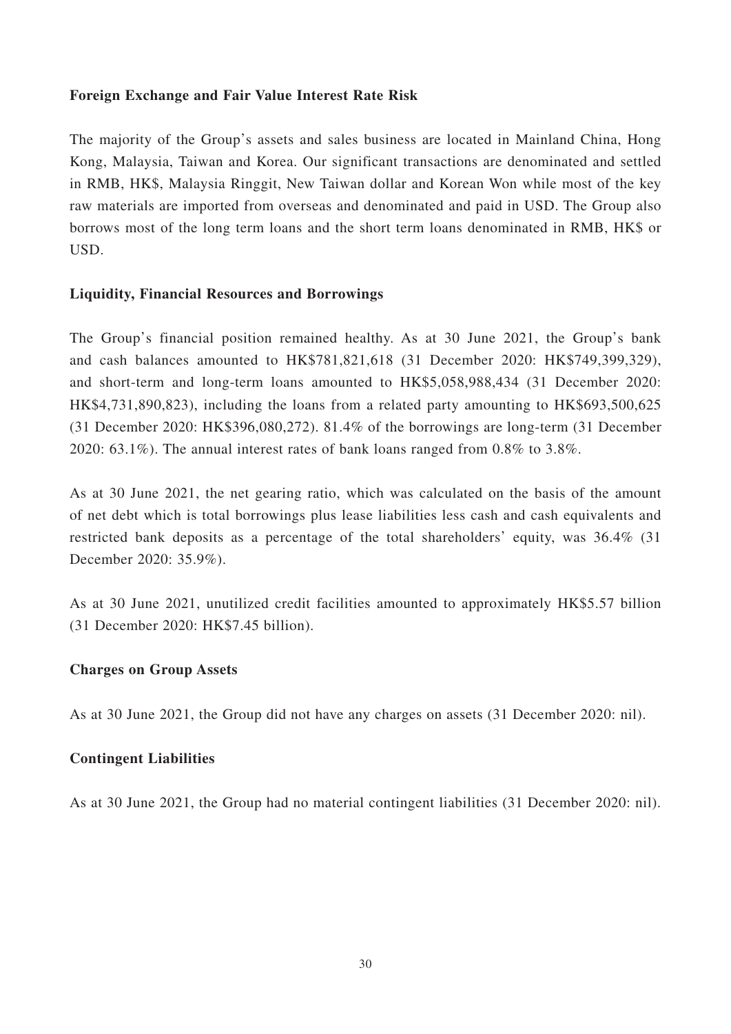**Foreign Exchange and Fair Value Interest Rate Risk**

The majority of the Group's assets and sales business are located in Mainland China, Hong Kong, Malaysia, Taiwan and Korea. Our significant transactions are denominated and settled in RMB, HK$, Malaysia Ringgit, New Taiwan dollar and Korean Won while most of the key raw materials are imported from overseas and denominated and paid in USD. The Group also borrows most of the long term loans and the short term loans denominated in RMB, HK$ or USD.

**Liquidity, Financial Resources and Borrowings**

The Group's financial position remained healthy. As at 30 June 2021, the Group's bank and cash balances amounted to HK$781,821,618 (31 December 2020: HK$749,399,329), and short-term and long-term loans amounted to HK$5,058,988,434 (31 December 2020: HK$4,731,890,823), including the loans from a related party amounting to HK$693,500,625 (31 December 2020: HK$396,080,272). 81.4% of the borrowings are long-term (31 December 2020: 63.1%). The annual interest rates of bank loans ranged from 0.8% to 3.8%.

As at 30 June 2021, the net gearing ratio, which was calculated on the basis of the amount of net debt which is total borrowings plus lease liabilities less cash and cash equivalents and restricted bank deposits as a percentage of the total shareholders' equity, was 36.4% (31 December 2020: 35.9%).

As at 30 June 2021, unutilized credit facilities amounted to approximately HK$5.57 billion (31 December 2020: HK$7.45 billion).

**Charges on Group Assets**

As at 30 June 2021, the Group did not have any charges on assets (31 December 2020: nil).

**Contingent Liabilities**

As at 30 June 2021, the Group had no material contingent liabilities (31 December 2020: nil).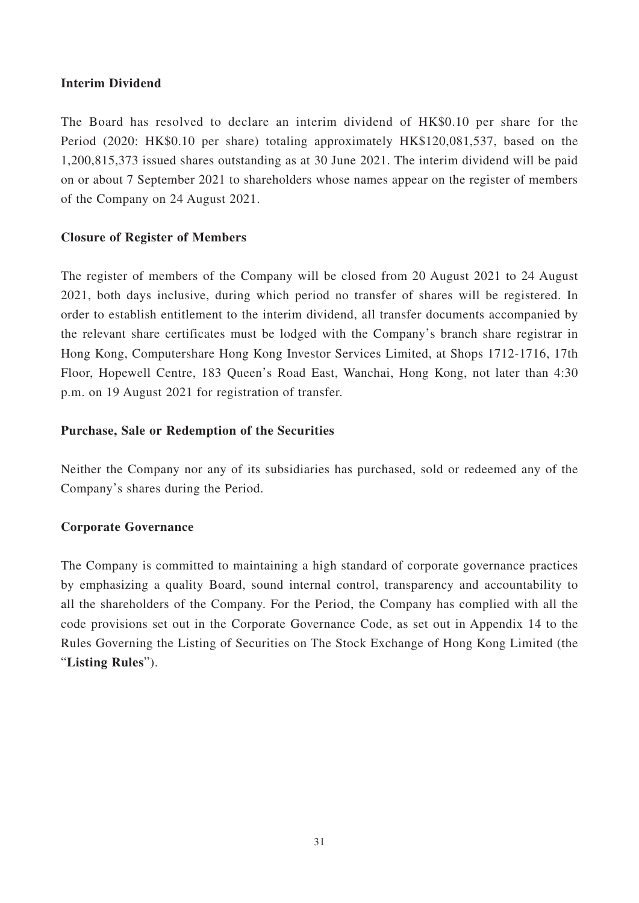**Interim Dividend**

The Board has resolved to declare an interim dividend of HK$0.10 per share for the Period (2020: HK$0.10 per share) totaling approximately HK$120,081,537, based on the 1,200,815,373 issued shares outstanding as at 30 June 2021. The interim dividend will be paid on or about 7 September 2021 to shareholders whose names appear on the register of members of the Company on 24 August 2021.

**Closure of Register of Members**

The register of members of the Company will be closed from 20 August 2021 to 24 August 2021, both days inclusive, during which period no transfer of shares will be registered. In order to establish entitlement to the interim dividend, all transfer documents accompanied by the relevant share certificates must be lodged with the Company's branch share registrar in Hong Kong, Computershare Hong Kong Investor Services Limited, at Shops 1712-1716, 17th Floor, Hopewell Centre, 183 Queen's Road East, Wanchai, Hong Kong, not later than 4:30 p.m. on 19 August 2021 for registration of transfer.

**Purchase, Sale or Redemption of the Securities**

Neither the Company nor any of its subsidiaries has purchased, sold or redeemed any of the Company's shares during the Period.

**Corporate Governance**

The Company is committed to maintaining a high standard of corporate governance practices by emphasizing a quality Board, sound internal control, transparency and accountability to all the shareholders of the Company. For the Period, the Company has complied with all the code provisions set out in the Corporate Governance Code, as set out in Appendix 14 to the Rules Governing the Listing of Securities on The Stock Exchange of Hong Kong Limited (the "**Listing Rules**").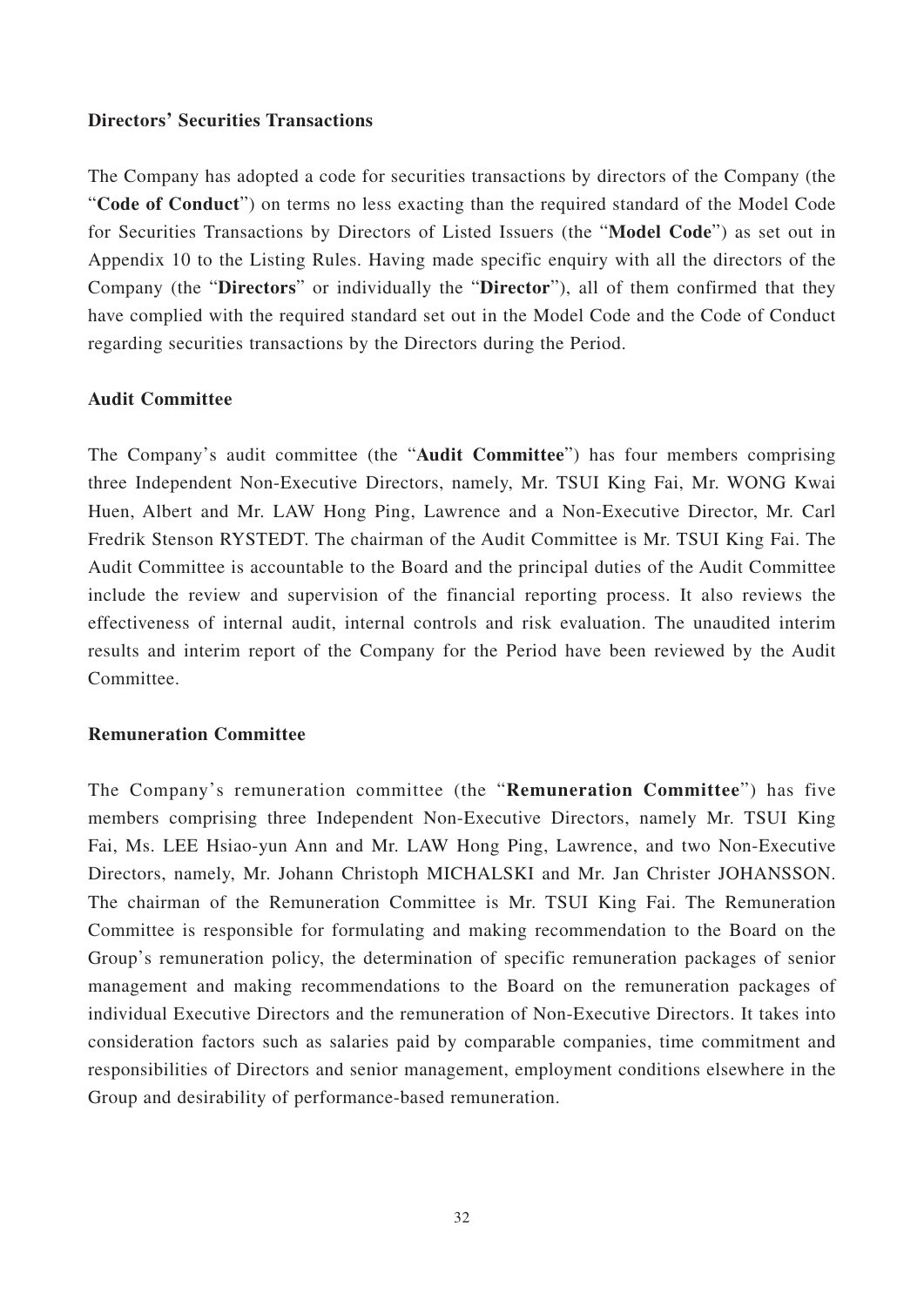**Directors' Securities Transactions**

The Company has adopted a code for securities transactions by directors of the Company (the "**Code of Conduct**") on terms no less exacting than the required standard of the Model Code for Securities Transactions by Directors of Listed Issuers (the "**Model Code**") as set out in Appendix 10 to the Listing Rules. Having made specific enquiry with all the directors of the Company (the "**Directors**" or individually the "**Director**"), all of them confirmed that they have complied with the required standard set out in the Model Code and the Code of Conduct regarding securities transactions by the Directors during the Period.

**Audit Committee**

The Company's audit committee (the "**Audit Committee**") has four members comprising three Independent Non-Executive Directors, namely, Mr. TSUI King Fai, Mr. WONG Kwai Huen, Albert and Mr. LAW Hong Ping, Lawrence and a Non-Executive Director, Mr. Carl Fredrik Stenson RYSTEDT. The chairman of the Audit Committee is Mr. TSUI King Fai. The Audit Committee is accountable to the Board and the principal duties of the Audit Committee include the review and supervision of the financial reporting process. It also reviews the effectiveness of internal audit, internal controls and risk evaluation. The unaudited interim results and interim report of the Company for the Period have been reviewed by the Audit Committee.

**Remuneration Committee**

The Company's remuneration committee (the "**Remuneration Committee**") has five members comprising three Independent Non-Executive Directors, namely Mr. TSUI King Fai, Ms. LEE Hsiao-yun Ann and Mr. LAW Hong Ping, Lawrence, and two Non-Executive Directors, namely, Mr. Johann Christoph MICHALSKI and Mr. Jan Christer JOHANSSON. The chairman of the Remuneration Committee is Mr. TSUI King Fai. The Remuneration Committee is responsible for formulating and making recommendation to the Board on the Group's remuneration policy, the determination of specific remuneration packages of senior management and making recommendations to the Board on the remuneration packages of individual Executive Directors and the remuneration of Non-Executive Directors. It takes into consideration factors such as salaries paid by comparable companies, time commitment and responsibilities of Directors and senior management, employment conditions elsewhere in the Group and desirability of performance-based remuneration.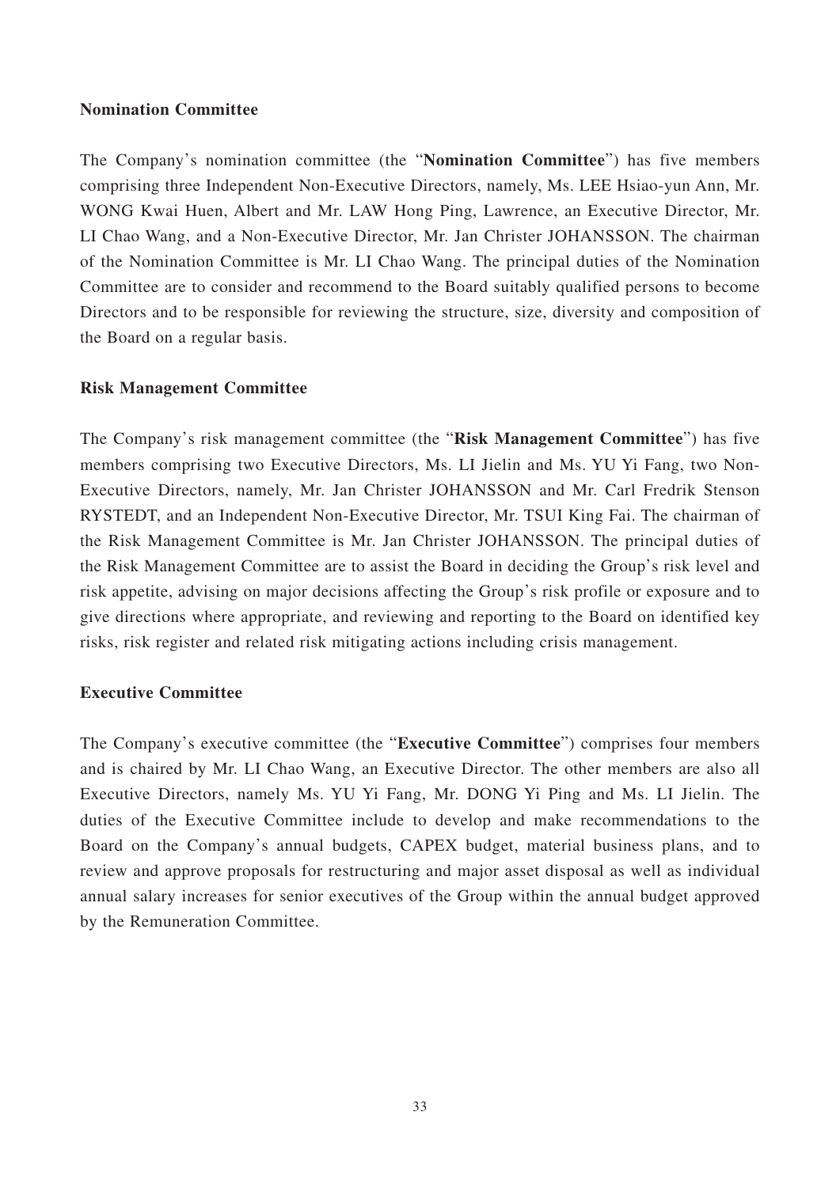**Nomination Committee**

The Company's nomination committee (the "**Nomination Committee**") has five members comprising three Independent Non-Executive Directors, namely, Ms. LEE Hsiao-yun Ann, Mr. WONG Kwai Huen, Albert and Mr. LAW Hong Ping, Lawrence, an Executive Director, Mr. LI Chao Wang, and a Non-Executive Director, Mr. Jan Christer JOHANSSON. The chairman of the Nomination Committee is Mr. LI Chao Wang. The principal duties of the Nomination Committee are to consider and recommend to the Board suitably qualified persons to become Directors and to be responsible for reviewing the structure, size, diversity and composition of the Board on a regular basis.

**Risk Management Committee**

The Company's risk management committee (the "**Risk Management Committee**") has five members comprising two Executive Directors, Ms. LI Jielin and Ms. YU Yi Fang, two Non-Executive Directors, namely, Mr. Jan Christer JOHANSSON and Mr. Carl Fredrik Stenson RYSTEDT, and an Independent Non-Executive Director, Mr. TSUI King Fai. The chairman of the Risk Management Committee is Mr. Jan Christer JOHANSSON. The principal duties of the Risk Management Committee are to assist the Board in deciding the Group's risk level and risk appetite, advising on major decisions affecting the Group's risk profile or exposure and to give directions where appropriate, and reviewing and reporting to the Board on identified key risks, risk register and related risk mitigating actions including crisis management.

**Executive Committee**

The Company's executive committee (the "**Executive Committee**") comprises four members and is chaired by Mr. LI Chao Wang, an Executive Director. The other members are also all Executive Directors, namely Ms. YU Yi Fang, Mr. DONG Yi Ping and Ms. LI Jielin. The duties of the Executive Committee include to develop and make recommendations to the Board on the Company's annual budgets, CAPEX budget, material business plans, and to review and approve proposals for restructuring and major asset disposal as well as individual annual salary increases for senior executives of the Group within the annual budget approved by the Remuneration Committee.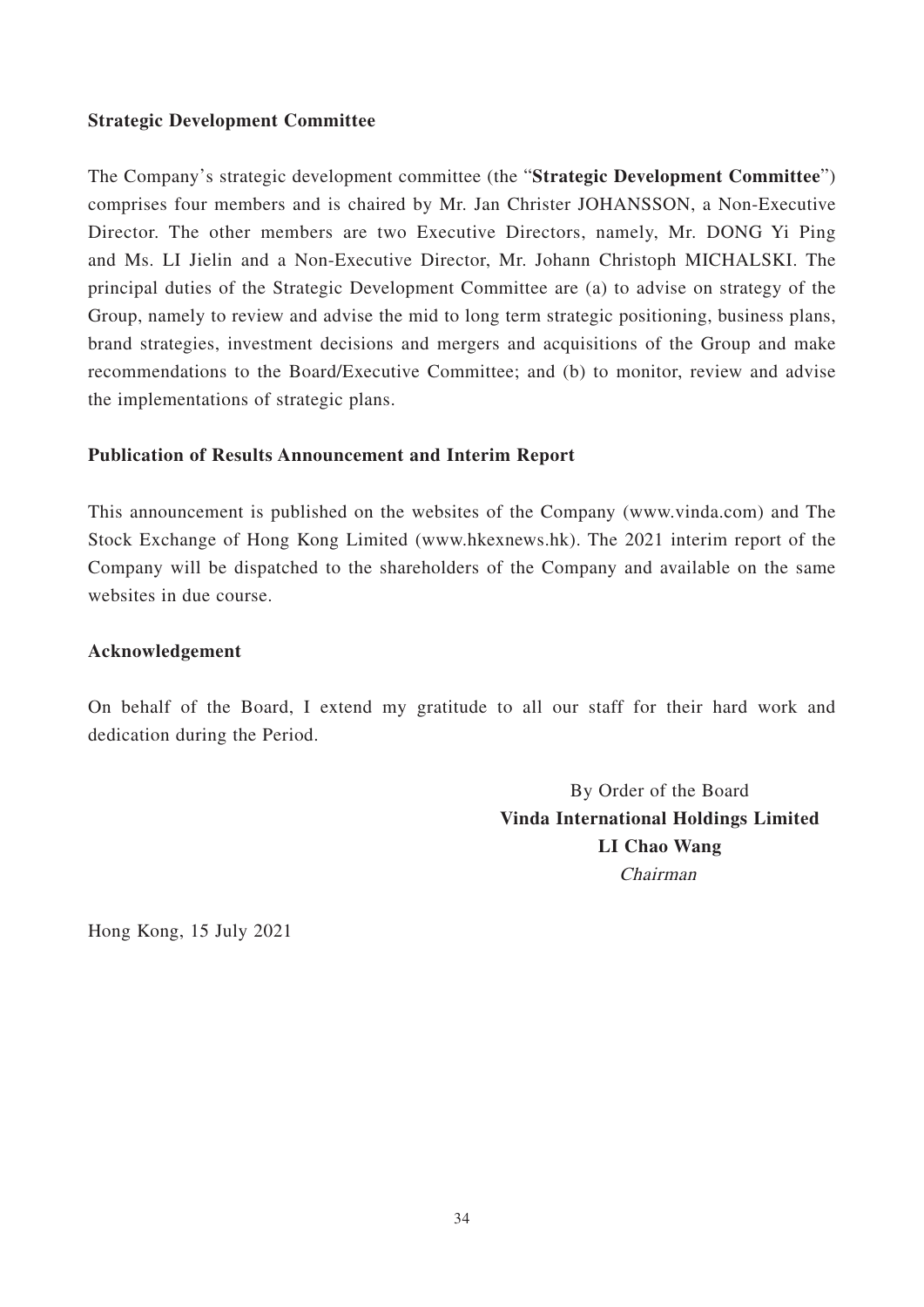**Strategic Development Committee**

The Company's strategic development committee (the "**Strategic Development Committee**") comprises four members and is chaired by Mr. Jan Christer JOHANSSON, a Non-Executive Director. The other members are two Executive Directors, namely, Mr. DONG Yi Ping and Ms. LI Jielin and a Non-Executive Director, Mr. Johann Christoph MICHALSKI. The principal duties of the Strategic Development Committee are (a) to advise on strategy of the Group, namely to review and advise the mid to long term strategic positioning, business plans, brand strategies, investment decisions and mergers and acquisitions of the Group and make recommendations to the Board/Executive Committee; and (b) to monitor, review and advise the implementations of strategic plans.

**Publication of Results Announcement and Interim Report**

This announcement is published on the websites of the Company (www.vinda.com) and The Stock Exchange of Hong Kong Limited (www.hkexnews.hk). The 2021 interim report of the Company will be dispatched to the shareholders of the Company and available on the same websites in due course.

**Acknowledgement**

On behalf of the Board, I extend my gratitude to all our staff for their hard work and dedication during the Period.

By Order of the Board
**Vinda International Holdings Limited**
**LI Chao Wang**
*Chairman*

Hong Kong, 15 July 2021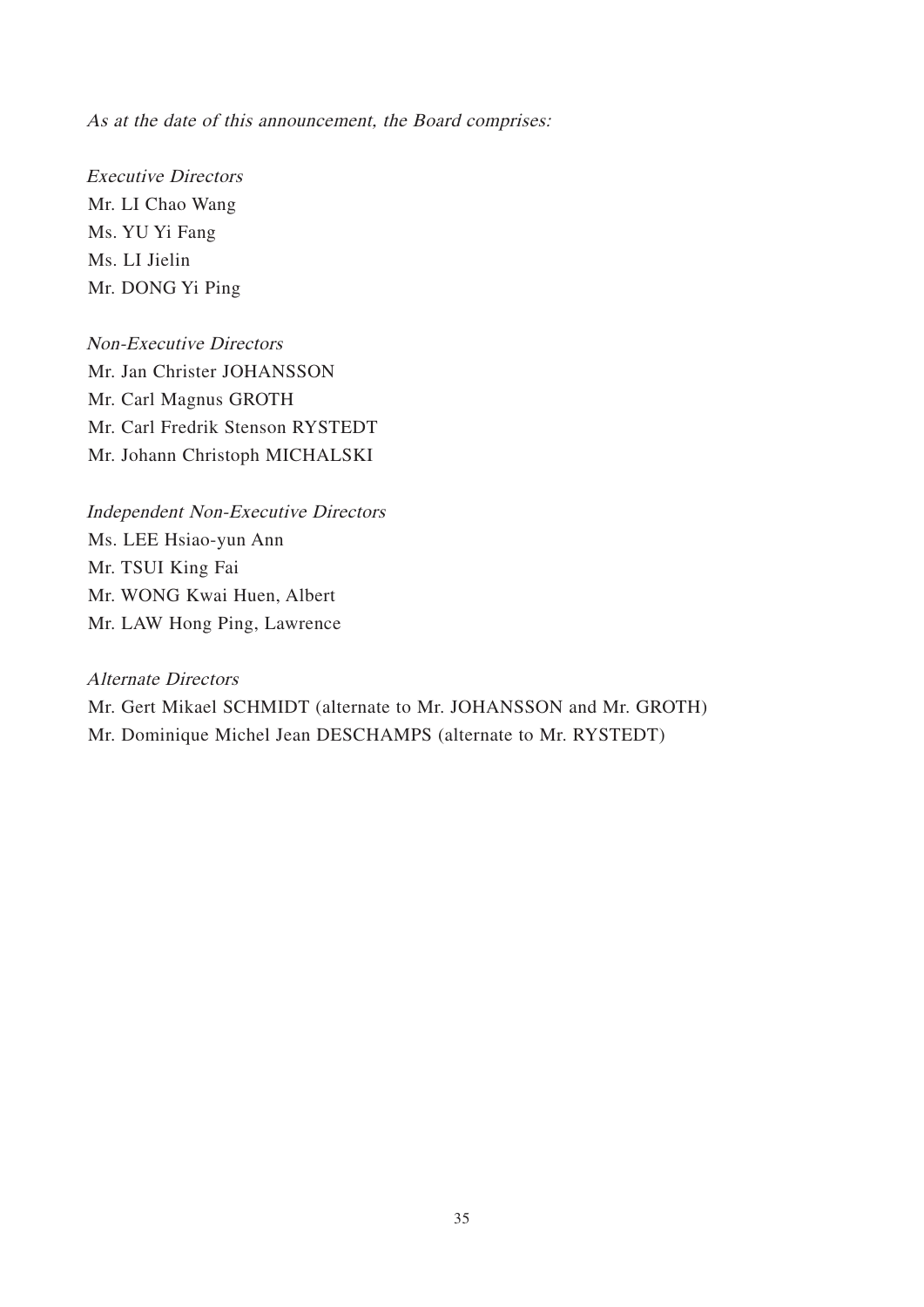*As at the date of this announcement, the Board comprises:*

*Executive Directors*
Mr. LI Chao Wang
Ms. YU Yi Fang
Ms. LI Jielin
Mr. DONG Yi Ping

*Non-Executive Directors*
Mr. Jan Christer JOHANSSON
Mr. Carl Magnus GROTH
Mr. Carl Fredrik Stenson RYSTEDT
Mr. Johann Christoph MICHALSKI

*Independent Non-Executive Directors*
Ms. LEE Hsiao-yun Ann
Mr. TSUI King Fai
Mr. WONG Kwai Huen, Albert
Mr. LAW Hong Ping, Lawrence

*Alternate Directors*
Mr. Gert Mikael SCHMIDT (alternate to Mr. JOHANSSON and Mr. GROTH)
Mr. Dominique Michel Jean DESCHAMPS (alternate to Mr. RYSTEDT)